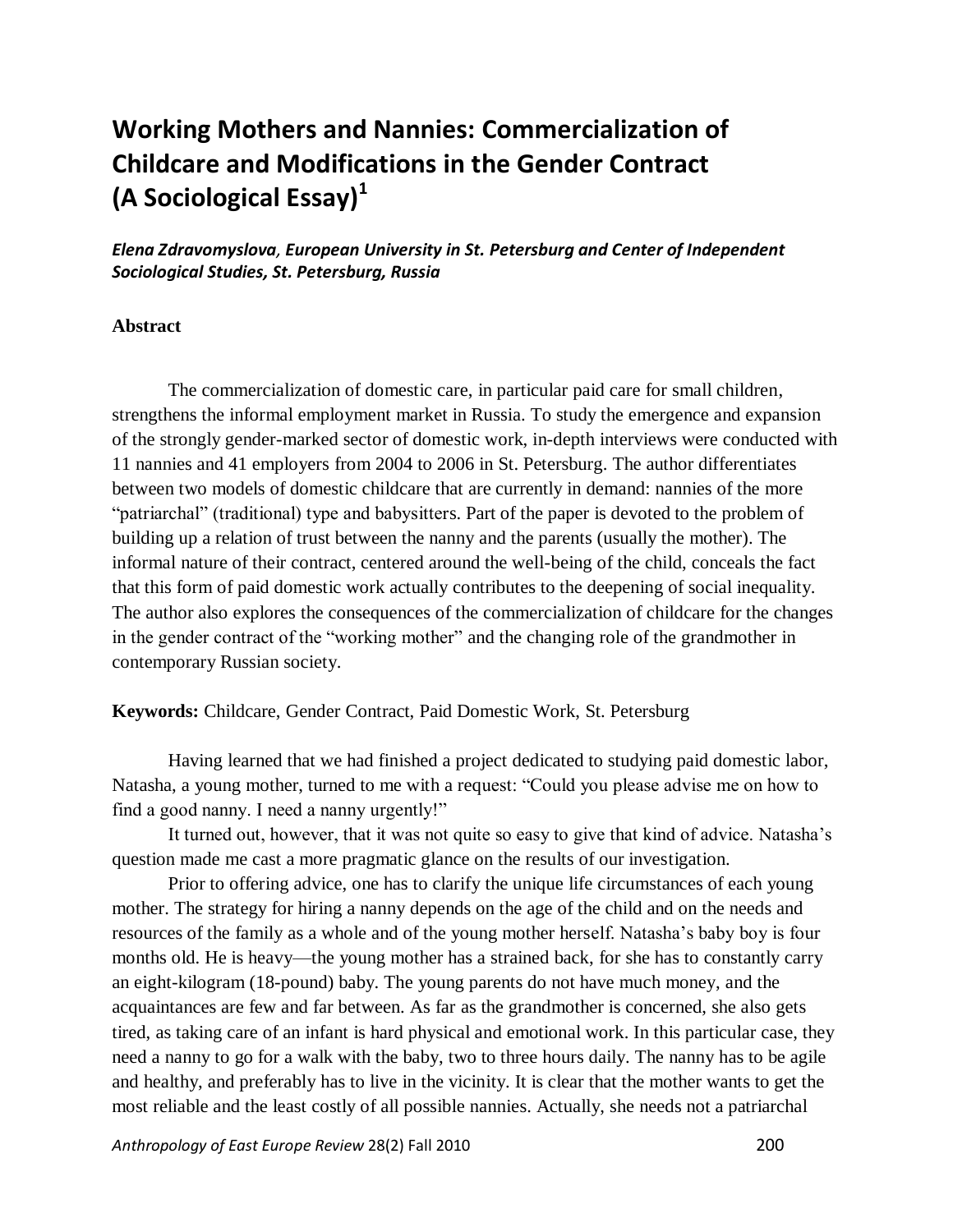# Working Mothers and Nannies: Commercialization of Childcare and Modifications in the Gender Contract (A Sociological Essay)[1]

***Elena Zdravomyslova, European University in St. Petersburg and Center of Independent Sociological Studies, St. Petersburg, Russia***

**Abstract**

The commercialization of domestic care, in particular paid care for small children, strengthens the informal employment market in Russia. To study the emergence and expansion of the strongly gender-marked sector of domestic work, in-depth interviews were conducted with 11 nannies and 41 employers from 2004 to 2006 in St. Petersburg. The author differentiates between two models of domestic childcare that are currently in demand: nannies of the more "patriarchal" (traditional) type and babysitters. Part of the paper is devoted to the problem of building up a relation of trust between the nanny and the parents (usually the mother). The informal nature of their contract, centered around the well-being of the child, conceals the fact that this form of paid domestic work actually contributes to the deepening of social inequality. The author also explores the consequences of the commercialization of childcare for the changes in the gender contract of the "working mother" and the changing role of the grandmother in contemporary Russian society.

**Keywords:** Childcare, Gender Contract, Paid Domestic Work, St. Petersburg

Having learned that we had finished a project dedicated to studying paid domestic labor, Natasha, a young mother, turned to me with a request: "Could you please advise me on how to find a good nanny. I need a nanny urgently!"

It turned out, however, that it was not quite so easy to give that kind of advice. Natasha's question made me cast a more pragmatic glance on the results of our investigation.

Prior to offering advice, one has to clarify the unique life circumstances of each young mother. The strategy for hiring a nanny depends on the age of the child and on the needs and resources of the family as a whole and of the young mother herself. Natasha's baby boy is four months old. He is heavy—the young mother has a strained back, for she has to constantly carry an eight-kilogram (18-pound) baby. The young parents do not have much money, and the acquaintances are few and far between. As far as the grandmother is concerned, she also gets tired, as taking care of an infant is hard physical and emotional work. In this particular case, they need a nanny to go for a walk with the baby, two to three hours daily. The nanny has to be agile and healthy, and preferably has to live in the vicinity. It is clear that the mother wants to get the most reliable and the least costly of all possible nannies. Actually, she needs not a patriarchal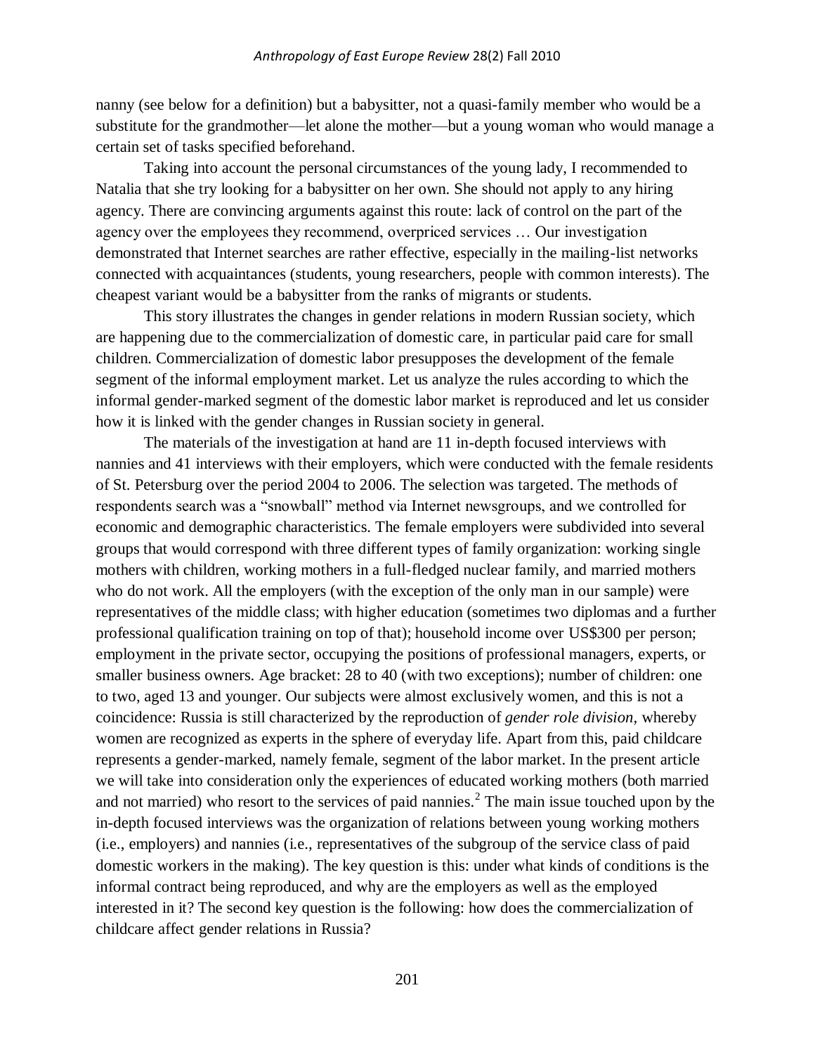nanny (see below for a definition) but a babysitter, not a quasi-family member who would be a substitute for the grandmother—let alone the mother—but a young woman who would manage a certain set of tasks specified beforehand.

Taking into account the personal circumstances of the young lady, I recommended to Natalia that she try looking for a babysitter on her own. She should not apply to any hiring agency. There are convincing arguments against this route: lack of control on the part of the agency over the employees they recommend, overpriced services … Our investigation demonstrated that Internet searches are rather effective, especially in the mailing-list networks connected with acquaintances (students, young researchers, people with common interests). The cheapest variant would be a babysitter from the ranks of migrants or students.

This story illustrates the changes in gender relations in modern Russian society, which are happening due to the commercialization of domestic care, in particular paid care for small children. Commercialization of domestic labor presupposes the development of the female segment of the informal employment market. Let us analyze the rules according to which the informal gender-marked segment of the domestic labor market is reproduced and let us consider how it is linked with the gender changes in Russian society in general.

The materials of the investigation at hand are 11 in-depth focused interviews with nannies and 41 interviews with their employers, which were conducted with the female residents of St. Petersburg over the period 2004 to 2006. The selection was targeted. The methods of respondents search was a "snowball" method via Internet newsgroups, and we controlled for economic and demographic characteristics. The female employers were subdivided into several groups that would correspond with three different types of family organization: working single mothers with children, working mothers in a full-fledged nuclear family, and married mothers who do not work. All the employers (with the exception of the only man in our sample) were representatives of the middle class; with higher education (sometimes two diplomas and a further professional qualification training on top of that); household income over US$300 per person; employment in the private sector, occupying the positions of professional managers, experts, or smaller business owners. Age bracket: 28 to 40 (with two exceptions); number of children: one to two, aged 13 and younger. Our subjects were almost exclusively women, and this is not a coincidence: Russia is still characterized by the reproduction of *gender role division,* whereby women are recognized as experts in the sphere of everyday life. Apart from this, paid childcare represents a gender-marked, namely female, segment of the labor market. In the present article we will take into consideration only the experiences of educated working mothers (both married and not married) who resort to the services of paid nannies.[2] The main issue touched upon by the in-depth focused interviews was the organization of relations between young working mothers (i.e., employers) and nannies (i.e., representatives of the subgroup of the service class of paid domestic workers in the making). The key question is this: under what kinds of conditions is the informal contract being reproduced, and why are the employers as well as the employed interested in it? The second key question is the following: how does the commercialization of childcare affect gender relations in Russia?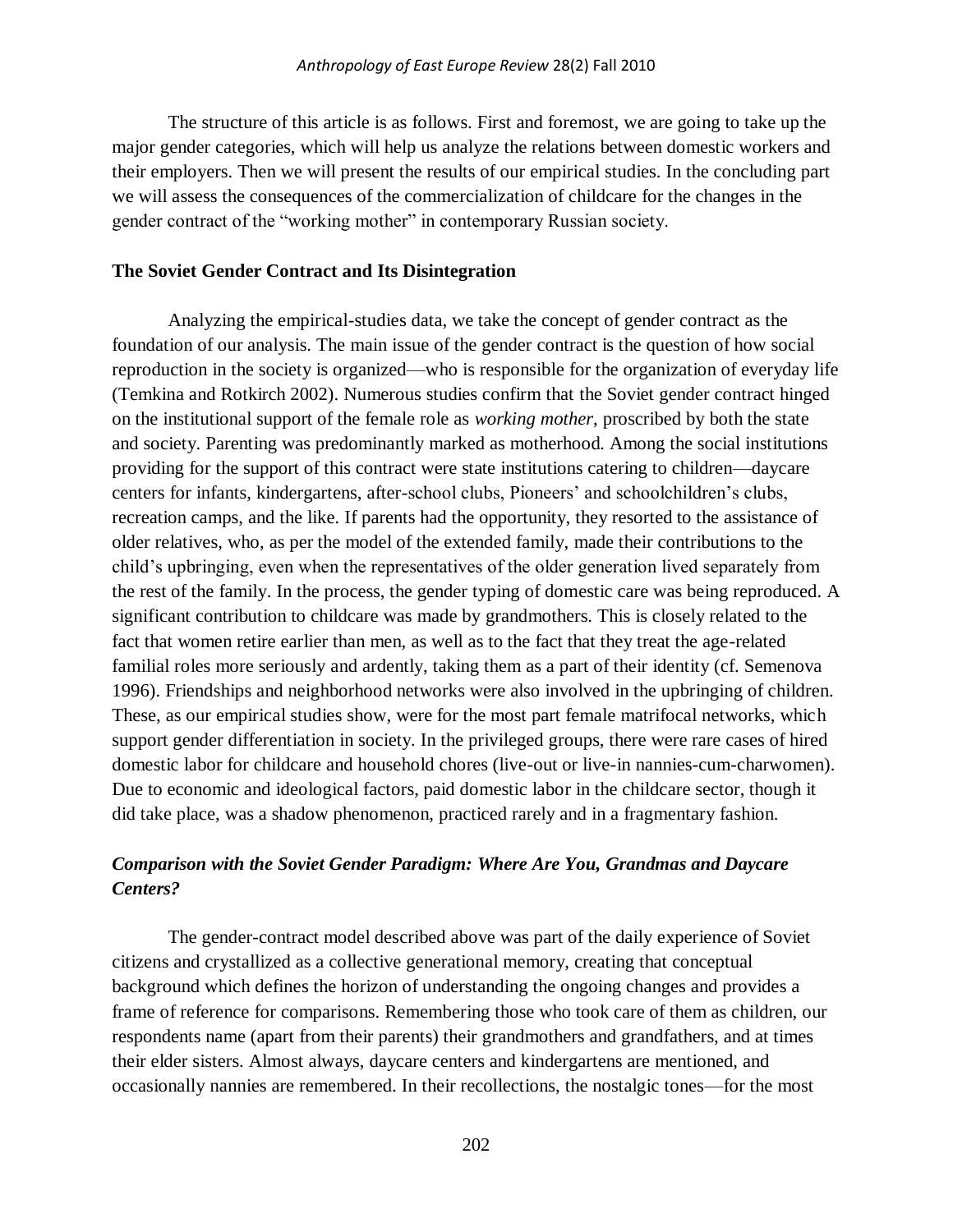The structure of this article is as follows. First and foremost, we are going to take up the major gender categories, which will help us analyze the relations between domestic workers and their employers. Then we will present the results of our empirical studies. In the concluding part we will assess the consequences of the commercialization of childcare for the changes in the gender contract of the "working mother" in contemporary Russian society.

### The Soviet Gender Contract and Its Disintegration

Analyzing the empirical-studies data, we take the concept of gender contract as the foundation of our analysis. The main issue of the gender contract is the question of how social reproduction in the society is organized—who is responsible for the organization of everyday life (Temkina and Rotkirch 2002). Numerous studies confirm that the Soviet gender contract hinged on the institutional support of the female role as *working mother*, proscribed by both the state and society. Parenting was predominantly marked as motherhood. Among the social institutions providing for the support of this contract were state institutions catering to children—daycare centers for infants, kindergartens, after-school clubs, Pioneers' and schoolchildren's clubs, recreation camps, and the like. If parents had the opportunity, they resorted to the assistance of older relatives, who, as per the model of the extended family, made their contributions to the child's upbringing, even when the representatives of the older generation lived separately from the rest of the family. In the process, the gender typing of domestic care was being reproduced. A significant contribution to childcare was made by grandmothers. This is closely related to the fact that women retire earlier than men, as well as to the fact that they treat the age-related familial roles more seriously and ardently, taking them as a part of their identity (cf. Semenova 1996). Friendships and neighborhood networks were also involved in the upbringing of children. These, as our empirical studies show, were for the most part female matrifocal networks, which support gender differentiation in society. In the privileged groups, there were rare cases of hired domestic labor for childcare and household chores (live-out or live-in nannies-cum-charwomen). Due to economic and ideological factors, paid domestic labor in the childcare sector, though it did take place, was a shadow phenomenon, practiced rarely and in a fragmentary fashion.

#### *Comparison with the Soviet Gender Paradigm: Where Are You, Grandmas and Daycare Centers?*

The gender-contract model described above was part of the daily experience of Soviet citizens and crystallized as a collective generational memory, creating that conceptual background which defines the horizon of understanding the ongoing changes and provides a frame of reference for comparisons. Remembering those who took care of them as children, our respondents name (apart from their parents) their grandmothers and grandfathers, and at times their elder sisters. Almost always, daycare centers and kindergartens are mentioned, and occasionally nannies are remembered. In their recollections, the nostalgic tones—for the most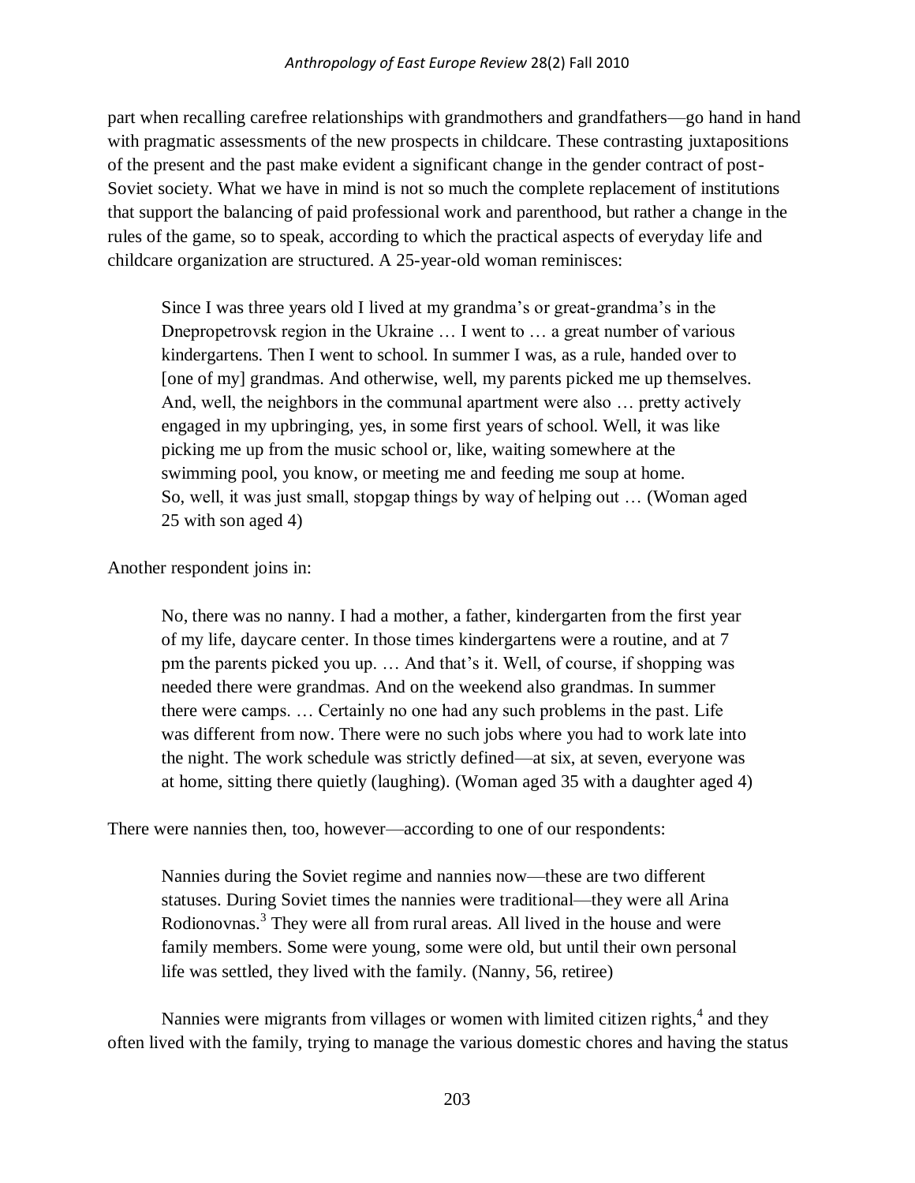part when recalling carefree relationships with grandmothers and grandfathers—go hand in hand with pragmatic assessments of the new prospects in childcare. These contrasting juxtapositions of the present and the past make evident a significant change in the gender contract of post-Soviet society. What we have in mind is not so much the complete replacement of institutions that support the balancing of paid professional work and parenthood, but rather a change in the rules of the game, so to speak, according to which the practical aspects of everyday life and childcare organization are structured. A 25-year-old woman reminisces:

> Since I was three years old I lived at my grandma's or great-grandma's in the Dnepropetrovsk region in the Ukraine … I went to … a great number of various kindergartens. Then I went to school. In summer I was, as a rule, handed over to [one of my] grandmas. And otherwise, well, my parents picked me up themselves. And, well, the neighbors in the communal apartment were also … pretty actively engaged in my upbringing, yes, in some first years of school. Well, it was like picking me up from the music school or, like, waiting somewhere at the swimming pool, you know, or meeting me and feeding me soup at home. So, well, it was just small, stopgap things by way of helping out … (Woman aged 25 with son aged 4)

Another respondent joins in:

> No, there was no nanny. I had a mother, a father, kindergarten from the first year of my life, daycare center. In those times kindergartens were a routine, and at 7 pm the parents picked you up. … And that's it. Well, of course, if shopping was needed there were grandmas. And on the weekend also grandmas. In summer there were camps. … Certainly no one had any such problems in the past. Life was different from now. There were no such jobs where you had to work late into the night. The work schedule was strictly defined—at six, at seven, everyone was at home, sitting there quietly (laughing). (Woman aged 35 with a daughter aged 4)

There were nannies then, too, however—according to one of our respondents:

> Nannies during the Soviet regime and nannies now—these are two different statuses. During Soviet times the nannies were traditional—they were all Arina Rodionovnas.[3] They were all from rural areas. All lived in the house and were family members. Some were young, some were old, but until their own personal life was settled, they lived with the family. (Nanny, 56, retiree)

Nannies were migrants from villages or women with limited citizen rights,[4] and they often lived with the family, trying to manage the various domestic chores and having the status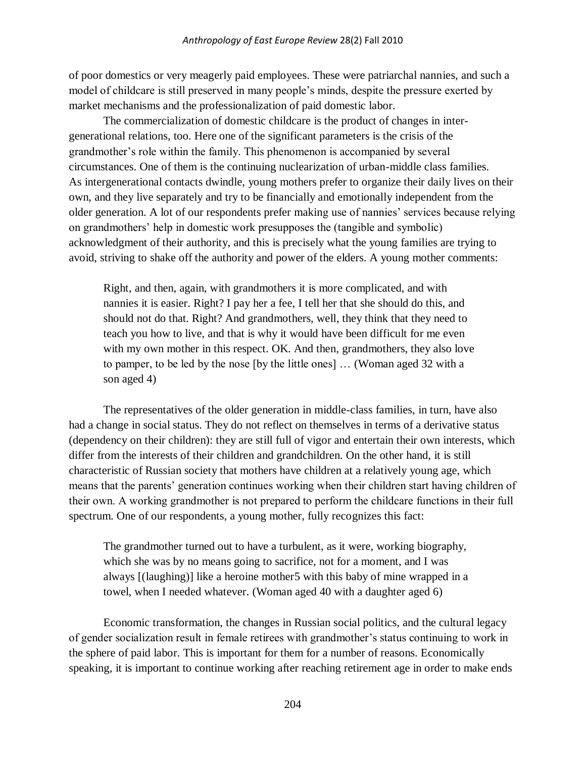of poor domestics or very meagerly paid employees. These were patriarchal nannies, and such a model of childcare is still preserved in many people's minds, despite the pressure exerted by market mechanisms and the professionalization of paid domestic labor.

The commercialization of domestic childcare is the product of changes in inter-generational relations, too. Here one of the significant parameters is the crisis of the grandmother's role within the family. This phenomenon is accompanied by several circumstances. One of them is the continuing nuclearization of urban-middle class families. As intergenerational contacts dwindle, young mothers prefer to organize their daily lives on their own, and they live separately and try to be financially and emotionally independent from the older generation. A lot of our respondents prefer making use of nannies' services because relying on grandmothers' help in domestic work presupposes the (tangible and symbolic) acknowledgment of their authority, and this is precisely what the young families are trying to avoid, striving to shake off the authority and power of the elders. A young mother comments:

> Right, and then, again, with grandmothers it is more complicated, and with nannies it is easier. Right? I pay her a fee, I tell her that she should do this, and should not do that. Right? And grandmothers, well, they think that they need to teach you how to live, and that is why it would have been difficult for me even with my own mother in this respect. OK. And then, grandmothers, they also love to pamper, to be led by the nose [by the little ones] … (Woman aged 32 with a son aged 4)

The representatives of the older generation in middle-class families, in turn, have also had a change in social status. They do not reflect on themselves in terms of a derivative status (dependency on their children): they are still full of vigor and entertain their own interests, which differ from the interests of their children and grandchildren. On the other hand, it is still characteristic of Russian society that mothers have children at a relatively young age, which means that the parents' generation continues working when their children start having children of their own. A working grandmother is not prepared to perform the childcare functions in their full spectrum. One of our respondents, a young mother, fully recognizes this fact:

> The grandmother turned out to have a turbulent, as it were, working biography, which she was by no means going to sacrifice, not for a moment, and I was always [(laughing)] like a heroine mother[5] with this baby of mine wrapped in a towel, when I needed whatever. (Woman aged 40 with a daughter aged 6)

Economic transformation, the changes in Russian social politics, and the cultural legacy of gender socialization result in female retirees with grandmother's status continuing to work in the sphere of paid labor. This is important for them for a number of reasons. Economically speaking, it is important to continue working after reaching retirement age in order to make ends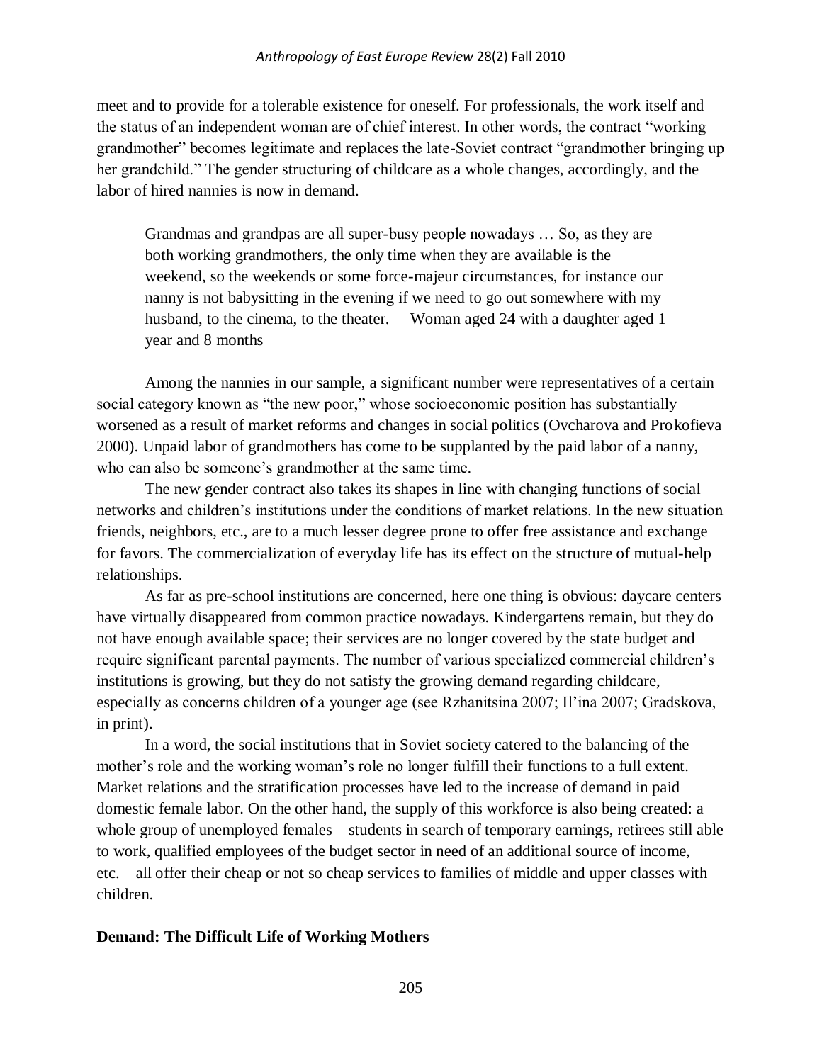meet and to provide for a tolerable existence for oneself. For professionals, the work itself and the status of an independent woman are of chief interest. In other words, the contract "working grandmother" becomes legitimate and replaces the late-Soviet contract "grandmother bringing up her grandchild." The gender structuring of childcare as a whole changes, accordingly, and the labor of hired nannies is now in demand.

> Grandmas and grandpas are all super-busy people nowadays … So, as they are both working grandmothers, the only time when they are available is the weekend, so the weekends or some force-majeur circumstances, for instance our nanny is not babysitting in the evening if we need to go out somewhere with my husband, to the cinema, to the theater. —Woman aged 24 with a daughter aged 1 year and 8 months

Among the nannies in our sample, a significant number were representatives of a certain social category known as "the new poor," whose socioeconomic position has substantially worsened as a result of market reforms and changes in social politics (Ovcharova and Prokofieva 2000). Unpaid labor of grandmothers has come to be supplanted by the paid labor of a nanny, who can also be someone's grandmother at the same time.

The new gender contract also takes its shapes in line with changing functions of social networks and children's institutions under the conditions of market relations. In the new situation friends, neighbors, etc., are to a much lesser degree prone to offer free assistance and exchange for favors. The commercialization of everyday life has its effect on the structure of mutual-help relationships.

As far as pre-school institutions are concerned, here one thing is obvious: daycare centers have virtually disappeared from common practice nowadays. Kindergartens remain, but they do not have enough available space; their services are no longer covered by the state budget and require significant parental payments. The number of various specialized commercial children's institutions is growing, but they do not satisfy the growing demand regarding childcare, especially as concerns children of a younger age (see Rzhanitsina 2007; Il'ina 2007; Gradskova, in print).

In a word, the social institutions that in Soviet society catered to the balancing of the mother's role and the working woman's role no longer fulfill their functions to a full extent. Market relations and the stratification processes have led to the increase of demand in paid domestic female labor. On the other hand, the supply of this workforce is also being created: a whole group of unemployed females—students in search of temporary earnings, retirees still able to work, qualified employees of the budget sector in need of an additional source of income, etc.—all offer their cheap or not so cheap services to families of middle and upper classes with children.

**Demand: The Difficult Life of Working Mothers**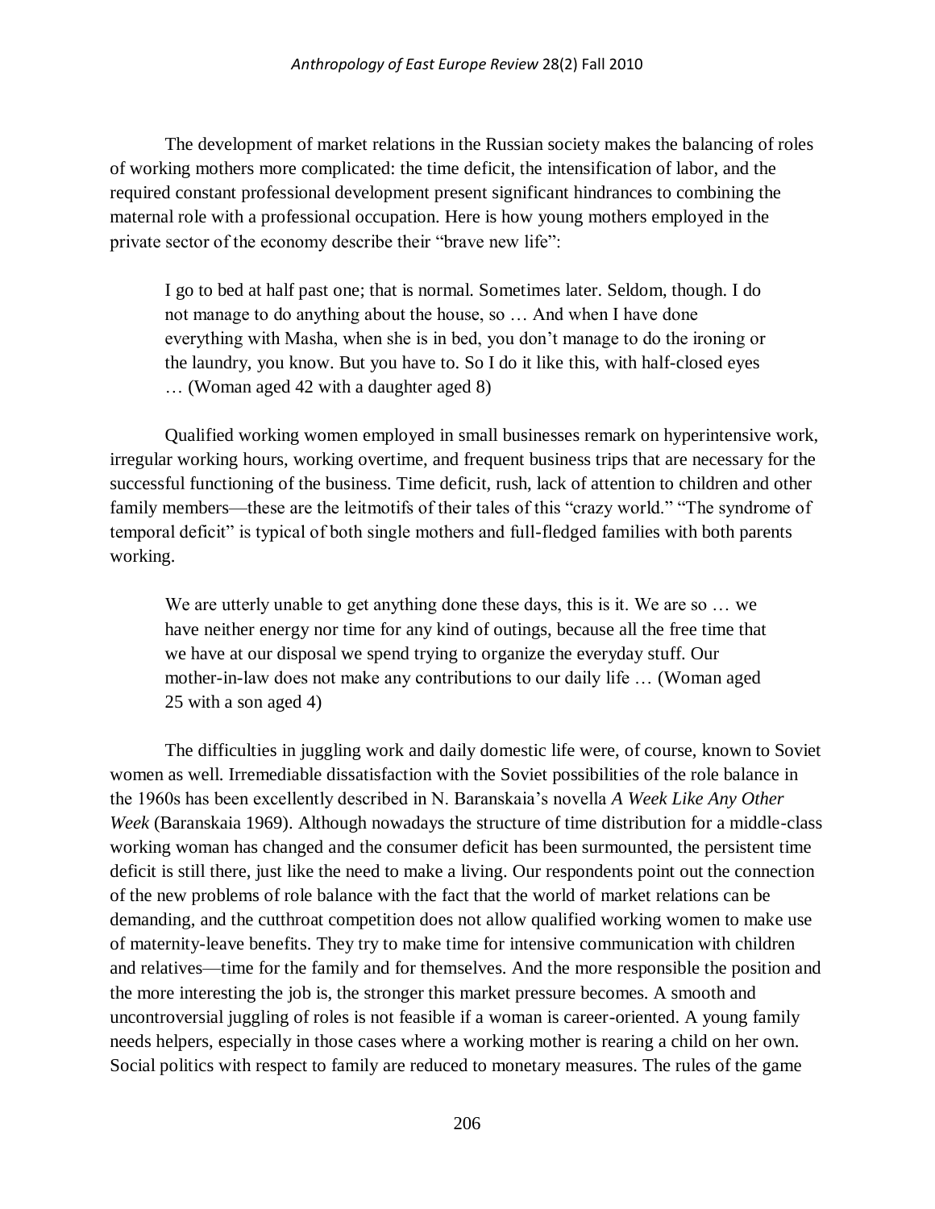The development of market relations in the Russian society makes the balancing of roles of working mothers more complicated: the time deficit, the intensification of labor, and the required constant professional development present significant hindrances to combining the maternal role with a professional occupation. Here is how young mothers employed in the private sector of the economy describe their "brave new life":

> I go to bed at half past one; that is normal. Sometimes later. Seldom, though. I do not manage to do anything about the house, so … And when I have done everything with Masha, when she is in bed, you don't manage to do the ironing or the laundry, you know. But you have to. So I do it like this, with half-closed eyes … (Woman aged 42 with a daughter aged 8)

Qualified working women employed in small businesses remark on hyperintensive work, irregular working hours, working overtime, and frequent business trips that are necessary for the successful functioning of the business. Time deficit, rush, lack of attention to children and other family members—these are the leitmotifs of their tales of this "crazy world." "The syndrome of temporal deficit" is typical of both single mothers and full-fledged families with both parents working.

> We are utterly unable to get anything done these days, this is it. We are so … we have neither energy nor time for any kind of outings, because all the free time that we have at our disposal we spend trying to organize the everyday stuff. Our mother-in-law does not make any contributions to our daily life … (Woman aged 25 with a son aged 4)

The difficulties in juggling work and daily domestic life were, of course, known to Soviet women as well. Irremediable dissatisfaction with the Soviet possibilities of the role balance in the 1960s has been excellently described in N. Baranskaia's novella *A Week Like Any Other Week* (Baranskaia 1969). Although nowadays the structure of time distribution for a middle-class working woman has changed and the consumer deficit has been surmounted, the persistent time deficit is still there, just like the need to make a living. Our respondents point out the connection of the new problems of role balance with the fact that the world of market relations can be demanding, and the cutthroat competition does not allow qualified working women to make use of maternity-leave benefits. They try to make time for intensive communication with children and relatives—time for the family and for themselves. And the more responsible the position and the more interesting the job is, the stronger this market pressure becomes. A smooth and uncontroversial juggling of roles is not feasible if a woman is career-oriented. A young family needs helpers, especially in those cases where a working mother is rearing a child on her own. Social politics with respect to family are reduced to monetary measures. The rules of the game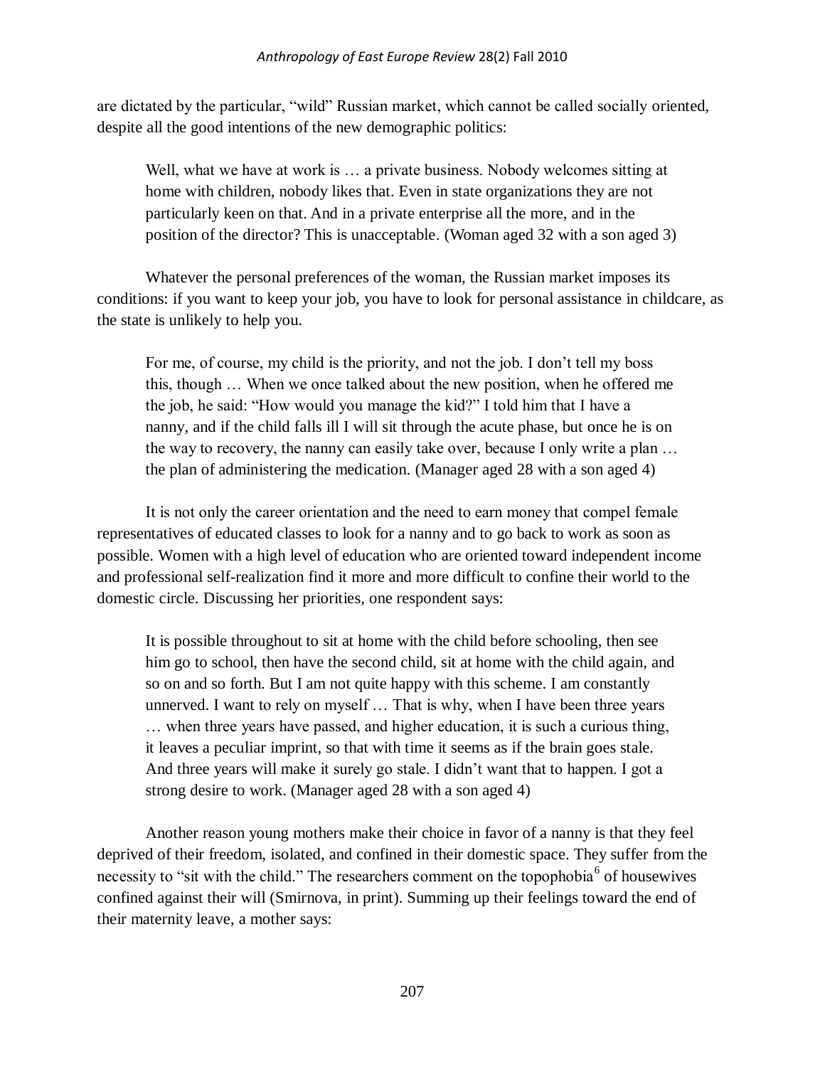are dictated by the particular, "wild" Russian market, which cannot be called socially oriented, despite all the good intentions of the new demographic politics:

> Well, what we have at work is … a private business. Nobody welcomes sitting at home with children, nobody likes that. Even in state organizations they are not particularly keen on that. And in a private enterprise all the more, and in the position of the director? This is unacceptable. (Woman aged 32 with a son aged 3)

Whatever the personal preferences of the woman, the Russian market imposes its conditions: if you want to keep your job, you have to look for personal assistance in childcare, as the state is unlikely to help you.

> For me, of course, my child is the priority, and not the job. I don't tell my boss this, though … When we once talked about the new position, when he offered me the job, he said: "How would you manage the kid?" I told him that I have a nanny, and if the child falls ill I will sit through the acute phase, but once he is on the way to recovery, the nanny can easily take over, because I only write a plan … the plan of administering the medication. (Manager aged 28 with a son aged 4)

It is not only the career orientation and the need to earn money that compel female representatives of educated classes to look for a nanny and to go back to work as soon as possible. Women with a high level of education who are oriented toward independent income and professional self-realization find it more and more difficult to confine their world to the domestic circle. Discussing her priorities, one respondent says:

> It is possible throughout to sit at home with the child before schooling, then see him go to school, then have the second child, sit at home with the child again, and so on and so forth. But I am not quite happy with this scheme. I am constantly unnerved. I want to rely on myself … That is why, when I have been three years … when three years have passed, and higher education, it is such a curious thing, it leaves a peculiar imprint, so that with time it seems as if the brain goes stale. And three years will make it surely go stale. I didn't want that to happen. I got a strong desire to work. (Manager aged 28 with a son aged 4)

Another reason young mothers make their choice in favor of a nanny is that they feel deprived of their freedom, isolated, and confined in their domestic space. They suffer from the necessity to "sit with the child." The researchers comment on the topophobia[6] of housewives confined against their will (Smirnova, in print). Summing up their feelings toward the end of their maternity leave, a mother says: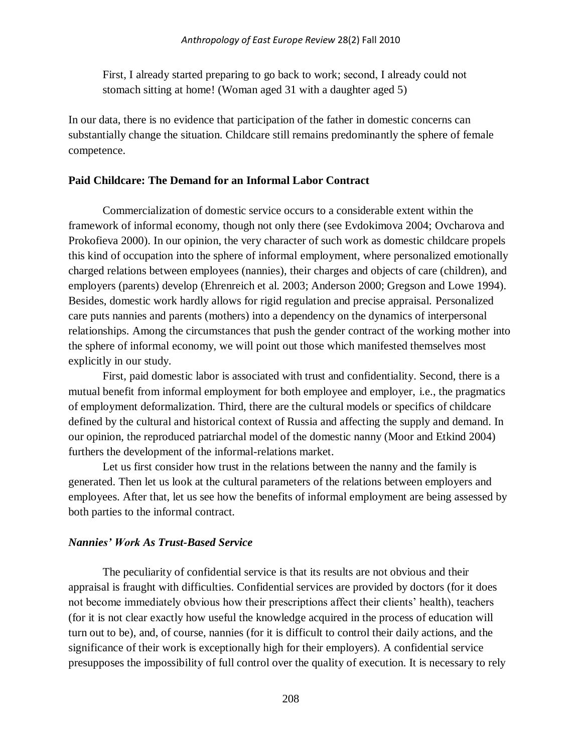> First, I already started preparing to go back to work; second, I already could not stomach sitting at home! (Woman aged 31 with a daughter aged 5)

In our data, there is no evidence that participation of the father in domestic concerns can substantially change the situation. Childcare still remains predominantly the sphere of female competence.

**Paid Childcare: The Demand for an Informal Labor Contract**

Commercialization of domestic service occurs to a considerable extent within the framework of informal economy, though not only there (see Evdokimova 2004; Ovcharova and Prokofieva 2000). In our opinion, the very character of such work as domestic childcare propels this kind of occupation into the sphere of informal employment, where personalized emotionally charged relations between employees (nannies), their charges and objects of care (children), and employers (parents) develop (Ehrenreich et al. 2003; Anderson 2000; Gregson and Lowe 1994). Besides, domestic work hardly allows for rigid regulation and precise appraisal. Personalized care puts nannies and parents (mothers) into a dependency on the dynamics of interpersonal relationships. Among the circumstances that push the gender contract of the working mother into the sphere of informal economy, we will point out those which manifested themselves most explicitly in our study.

First, paid domestic labor is associated with trust and confidentiality. Second, there is a mutual benefit from informal employment for both employee and employer, i.e., the pragmatics of employment deformalization. Third, there are the cultural models or specifics of childcare defined by the cultural and historical context of Russia and affecting the supply and demand. In our opinion, the reproduced patriarchal model of the domestic nanny (Moor and Etkind 2004) furthers the development of the informal-relations market.

Let us first consider how trust in the relations between the nanny and the family is generated. Then let us look at the cultural parameters of the relations between employers and employees. After that, let us see how the benefits of informal employment are being assessed by both parties to the informal contract.

***Nannies' Work As Trust-Based Service***

The peculiarity of confidential service is that its results are not obvious and their appraisal is fraught with difficulties. Confidential services are provided by doctors (for it does not become immediately obvious how their prescriptions affect their clients' health), teachers (for it is not clear exactly how useful the knowledge acquired in the process of education will turn out to be), and, of course, nannies (for it is difficult to control their daily actions, and the significance of their work is exceptionally high for their employers). A confidential service presupposes the impossibility of full control over the quality of execution. It is necessary to rely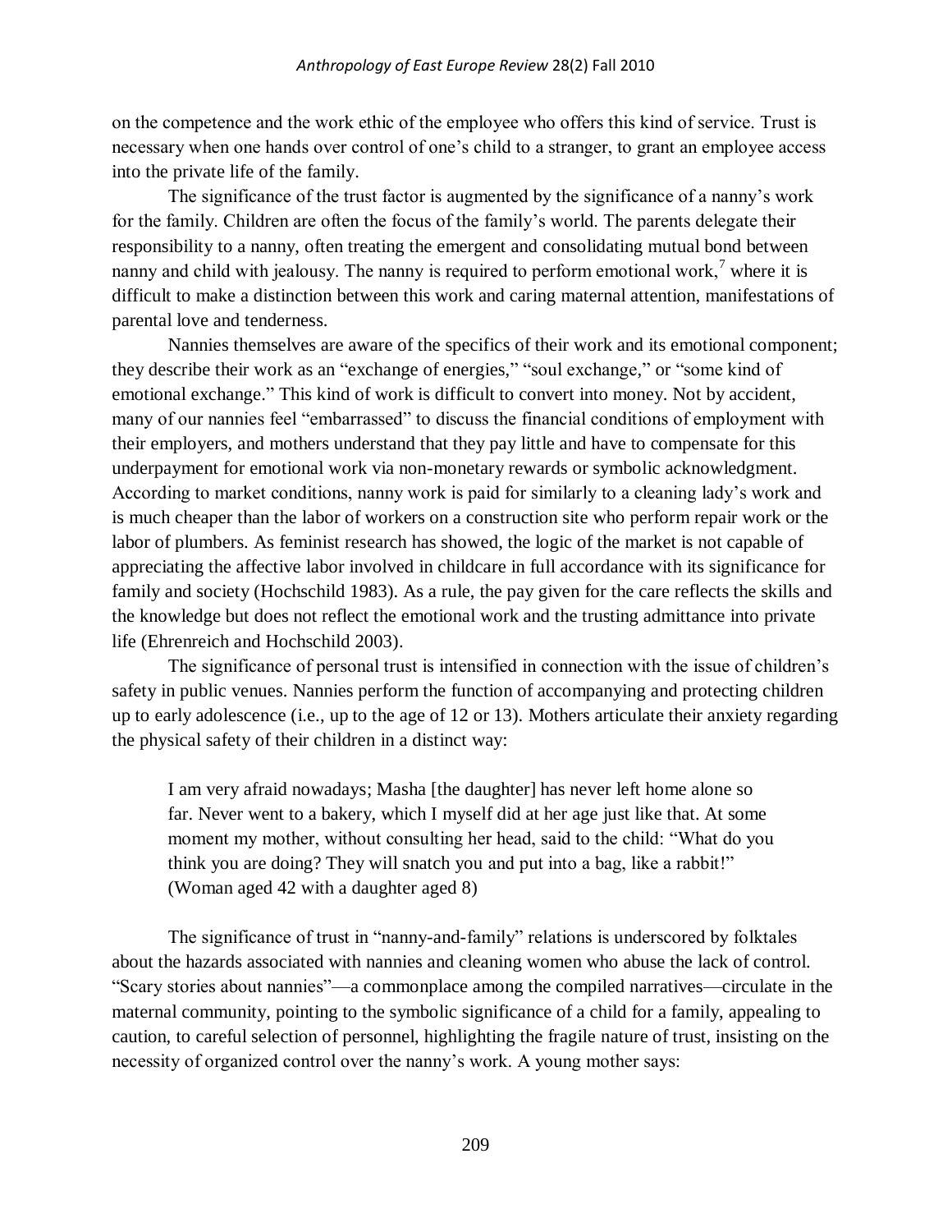on the competence and the work ethic of the employee who offers this kind of service. Trust is necessary when one hands over control of one's child to a stranger, to grant an employee access into the private life of the family.

The significance of the trust factor is augmented by the significance of a nanny's work for the family. Children are often the focus of the family's world. The parents delegate their responsibility to a nanny, often treating the emergent and consolidating mutual bond between nanny and child with jealousy. The nanny is required to perform emotional work,[7] where it is difficult to make a distinction between this work and caring maternal attention, manifestations of parental love and tenderness.

Nannies themselves are aware of the specifics of their work and its emotional component; they describe their work as an "exchange of energies," "soul exchange," or "some kind of emotional exchange." This kind of work is difficult to convert into money. Not by accident, many of our nannies feel "embarrassed" to discuss the financial conditions of employment with their employers, and mothers understand that they pay little and have to compensate for this underpayment for emotional work via non-monetary rewards or symbolic acknowledgment. According to market conditions, nanny work is paid for similarly to a cleaning lady's work and is much cheaper than the labor of workers on a construction site who perform repair work or the labor of plumbers. As feminist research has showed, the logic of the market is not capable of appreciating the affective labor involved in childcare in full accordance with its significance for family and society (Hochschild 1983). As a rule, the pay given for the care reflects the skills and the knowledge but does not reflect the emotional work and the trusting admittance into private life (Ehrenreich and Hochschild 2003).

The significance of personal trust is intensified in connection with the issue of children's safety in public venues. Nannies perform the function of accompanying and protecting children up to early adolescence (i.e., up to the age of 12 or 13). Mothers articulate their anxiety regarding the physical safety of their children in a distinct way:

> I am very afraid nowadays; Masha [the daughter] has never left home alone so far. Never went to a bakery, which I myself did at her age just like that. At some moment my mother, without consulting her head, said to the child: "What do you think you are doing? They will snatch you and put into a bag, like a rabbit!" (Woman aged 42 with a daughter aged 8)

The significance of trust in "nanny-and-family" relations is underscored by folktales about the hazards associated with nannies and cleaning women who abuse the lack of control. "Scary stories about nannies"—a commonplace among the compiled narratives—circulate in the maternal community, pointing to the symbolic significance of a child for a family, appealing to caution, to careful selection of personnel, highlighting the fragile nature of trust, insisting on the necessity of organized control over the nanny's work. A young mother says: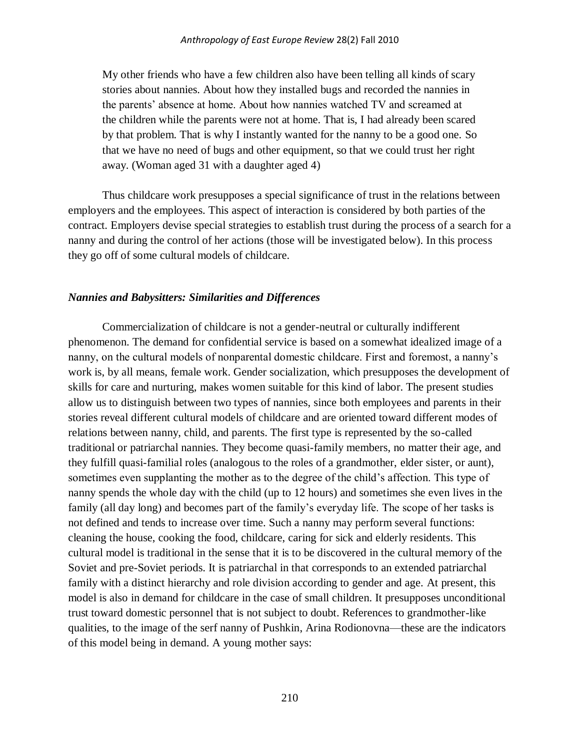> My other friends who have a few children also have been telling all kinds of scary stories about nannies. About how they installed bugs and recorded the nannies in the parents' absence at home. About how nannies watched TV and screamed at the children while the parents were not at home. That is, I had already been scared by that problem. That is why I instantly wanted for the nanny to be a good one. So that we have no need of bugs and other equipment, so that we could trust her right away. (Woman aged 31 with a daughter aged 4)

Thus childcare work presupposes a special significance of trust in the relations between employers and the employees. This aspect of interaction is considered by both parties of the contract. Employers devise special strategies to establish trust during the process of a search for a nanny and during the control of her actions (those will be investigated below). In this process they go off of some cultural models of childcare.

### *Nannies and Babysitters: Similarities and Differences*

Commercialization of childcare is not a gender-neutral or culturally indifferent phenomenon. The demand for confidential service is based on a somewhat idealized image of a nanny, on the cultural models of nonparental domestic childcare. First and foremost, a nanny's work is, by all means, female work. Gender socialization, which presupposes the development of skills for care and nurturing, makes women suitable for this kind of labor. The present studies allow us to distinguish between two types of nannies, since both employees and parents in their stories reveal different cultural models of childcare and are oriented toward different modes of relations between nanny, child, and parents. The first type is represented by the so-called traditional or patriarchal nannies. They become quasi-family members, no matter their age, and they fulfill quasi-familial roles (analogous to the roles of a grandmother, elder sister, or aunt), sometimes even supplanting the mother as to the degree of the child's affection. This type of nanny spends the whole day with the child (up to 12 hours) and sometimes she even lives in the family (all day long) and becomes part of the family's everyday life. The scope of her tasks is not defined and tends to increase over time. Such a nanny may perform several functions: cleaning the house, cooking the food, childcare, caring for sick and elderly residents. This cultural model is traditional in the sense that it is to be discovered in the cultural memory of the Soviet and pre-Soviet periods. It is patriarchal in that corresponds to an extended patriarchal family with a distinct hierarchy and role division according to gender and age. At present, this model is also in demand for childcare in the case of small children. It presupposes unconditional trust toward domestic personnel that is not subject to doubt. References to grandmother-like qualities, to the image of the serf nanny of Pushkin, Arina Rodionovna—these are the indicators of this model being in demand. A young mother says: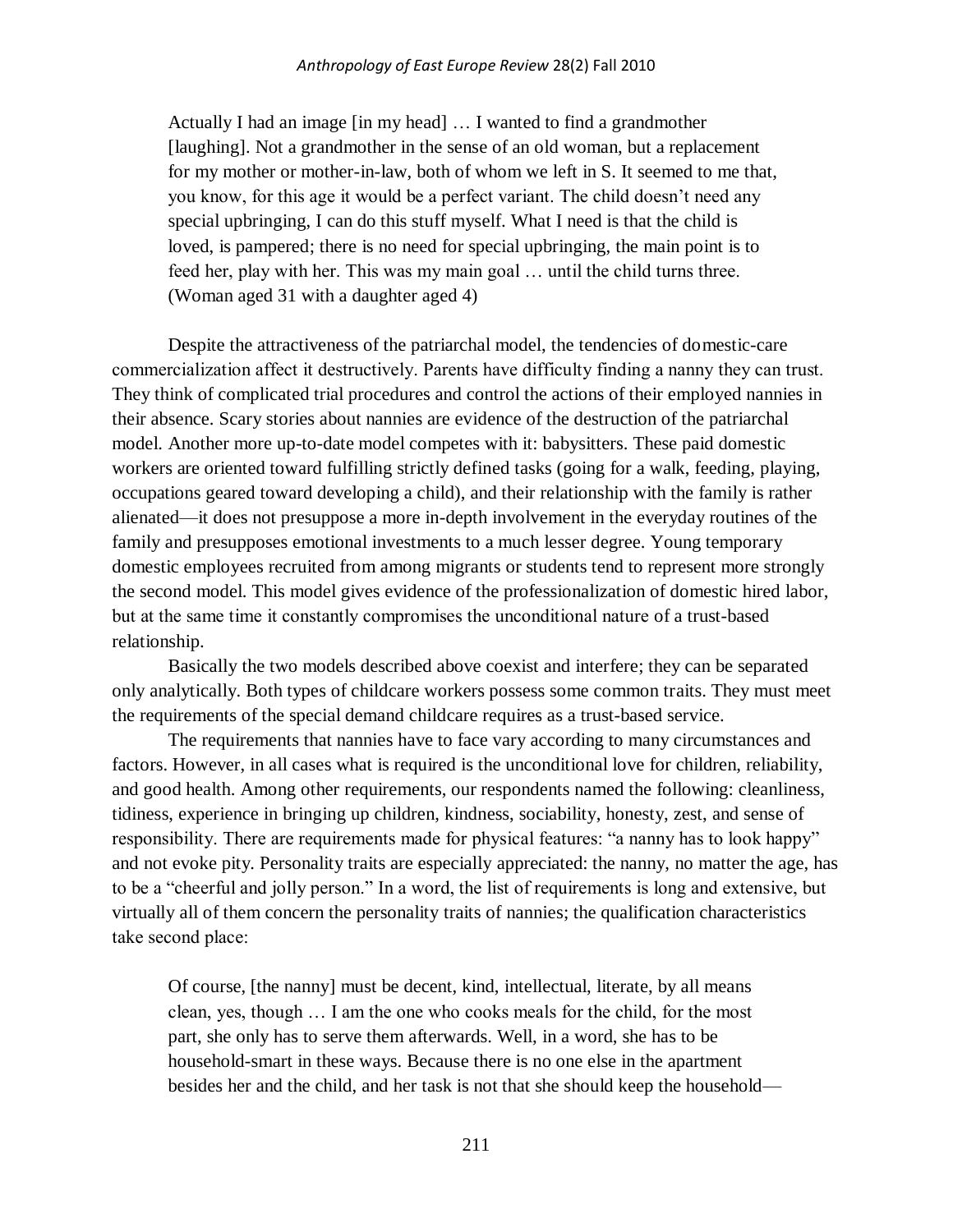> Actually I had an image [in my head] … I wanted to find a grandmother [laughing]. Not a grandmother in the sense of an old woman, but a replacement for my mother or mother-in-law, both of whom we left in S. It seemed to me that, you know, for this age it would be a perfect variant. The child doesn't need any special upbringing, I can do this stuff myself. What I need is that the child is loved, is pampered; there is no need for special upbringing, the main point is to feed her, play with her. This was my main goal … until the child turns three. (Woman aged 31 with a daughter aged 4)

Despite the attractiveness of the patriarchal model, the tendencies of domestic-care commercialization affect it destructively. Parents have difficulty finding a nanny they can trust. They think of complicated trial procedures and control the actions of their employed nannies in their absence. Scary stories about nannies are evidence of the destruction of the patriarchal model. Another more up-to-date model competes with it: babysitters. These paid domestic workers are oriented toward fulfilling strictly defined tasks (going for a walk, feeding, playing, occupations geared toward developing a child), and their relationship with the family is rather alienated—it does not presuppose a more in-depth involvement in the everyday routines of the family and presupposes emotional investments to a much lesser degree. Young temporary domestic employees recruited from among migrants or students tend to represent more strongly the second model. This model gives evidence of the professionalization of domestic hired labor, but at the same time it constantly compromises the unconditional nature of a trust-based relationship.

Basically the two models described above coexist and interfere; they can be separated only analytically. Both types of childcare workers possess some common traits. They must meet the requirements of the special demand childcare requires as a trust-based service.

The requirements that nannies have to face vary according to many circumstances and factors. However, in all cases what is required is the unconditional love for children, reliability, and good health. Among other requirements, our respondents named the following: cleanliness, tidiness, experience in bringing up children, kindness, sociability, honesty, zest, and sense of responsibility. There are requirements made for physical features: "a nanny has to look happy" and not evoke pity. Personality traits are especially appreciated: the nanny, no matter the age, has to be a "cheerful and jolly person." In a word, the list of requirements is long and extensive, but virtually all of them concern the personality traits of nannies; the qualification characteristics take second place:

> Of course, [the nanny] must be decent, kind, intellectual, literate, by all means clean, yes, though … I am the one who cooks meals for the child, for the most part, she only has to serve them afterwards. Well, in a word, she has to be household-smart in these ways. Because there is no one else in the apartment besides her and the child, and her task is not that she should keep the household—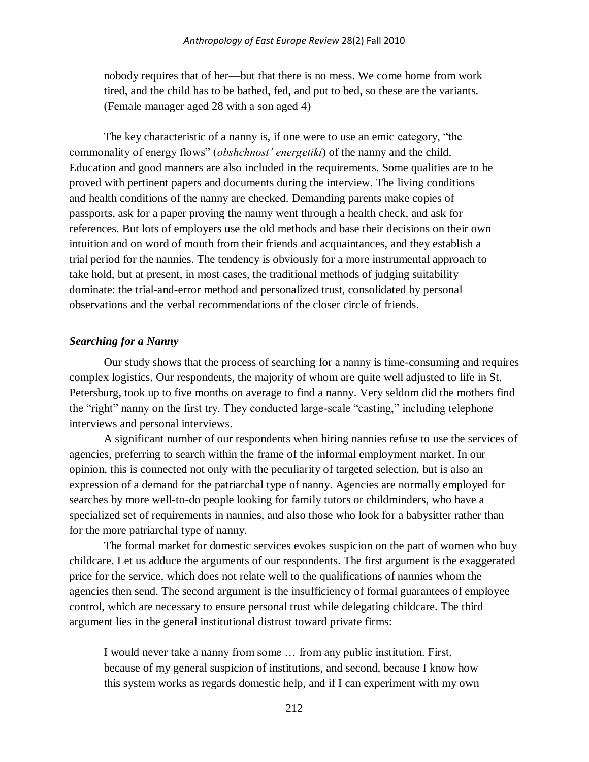> nobody requires that of her—but that there is no mess. We come home from work tired, and the child has to be bathed, fed, and put to bed, so these are the variants. (Female manager aged 28 with a son aged 4)

The key characteristic of a nanny is, if one were to use an emic category, "the commonality of energy flows" (*obshchnost' energetiki*) of the nanny and the child. Education and good manners are also included in the requirements. Some qualities are to be proved with pertinent papers and documents during the interview. The living conditions and health conditions of the nanny are checked. Demanding parents make copies of passports, ask for a paper proving the nanny went through a health check, and ask for references. But lots of employers use the old methods and base their decisions on their own intuition and on word of mouth from their friends and acquaintances, and they establish a trial period for the nannies. The tendency is obviously for a more instrumental approach to take hold, but at present, in most cases, the traditional methods of judging suitability dominate: the trial-and-error method and personalized trust, consolidated by personal observations and the verbal recommendations of the closer circle of friends.

### *Searching for a Nanny*

Our study shows that the process of searching for a nanny is time-consuming and requires complex logistics. Our respondents, the majority of whom are quite well adjusted to life in St. Petersburg, took up to five months on average to find a nanny. Very seldom did the mothers find the "right" nanny on the first try. They conducted large-scale "casting," including telephone interviews and personal interviews.

A significant number of our respondents when hiring nannies refuse to use the services of agencies, preferring to search within the frame of the informal employment market. In our opinion, this is connected not only with the peculiarity of targeted selection, but is also an expression of a demand for the patriarchal type of nanny. Agencies are normally employed for searches by more well-to-do people looking for family tutors or childminders, who have a specialized set of requirements in nannies, and also those who look for a babysitter rather than for the more patriarchal type of nanny.

The formal market for domestic services evokes suspicion on the part of women who buy childcare. Let us adduce the arguments of our respondents. The first argument is the exaggerated price for the service, which does not relate well to the qualifications of nannies whom the agencies then send. The second argument is the insufficiency of formal guarantees of employee control, which are necessary to ensure personal trust while delegating childcare. The third argument lies in the general institutional distrust toward private firms:

> I would never take a nanny from some … from any public institution. First, because of my general suspicion of institutions, and second, because I know how this system works as regards domestic help, and if I can experiment with my own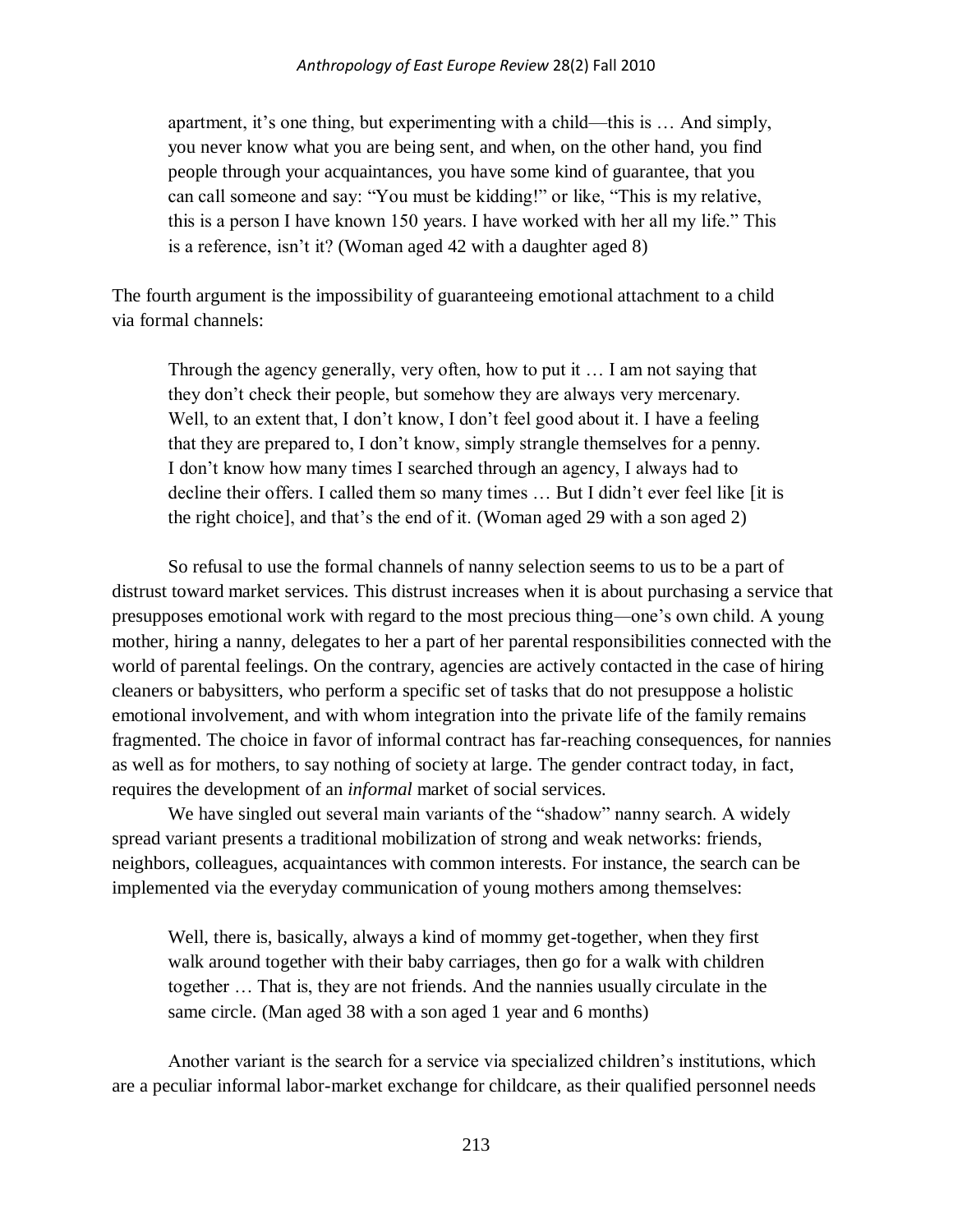> apartment, it's one thing, but experimenting with a child—this is … And simply, you never know what you are being sent, and when, on the other hand, you find people through your acquaintances, you have some kind of guarantee, that you can call someone and say: "You must be kidding!" or like, "This is my relative, this is a person I have known 150 years. I have worked with her all my life." This is a reference, isn't it? (Woman aged 42 with a daughter aged 8)

The fourth argument is the impossibility of guaranteeing emotional attachment to a child via formal channels:

> Through the agency generally, very often, how to put it … I am not saying that they don't check their people, but somehow they are always very mercenary. Well, to an extent that, I don't know, I don't feel good about it. I have a feeling that they are prepared to, I don't know, simply strangle themselves for a penny. I don't know how many times I searched through an agency, I always had to decline their offers. I called them so many times … But I didn't ever feel like [it is the right choice], and that's the end of it. (Woman aged 29 with a son aged 2)

So refusal to use the formal channels of nanny selection seems to us to be a part of distrust toward market services. This distrust increases when it is about purchasing a service that presupposes emotional work with regard to the most precious thing—one's own child. A young mother, hiring a nanny, delegates to her a part of her parental responsibilities connected with the world of parental feelings. On the contrary, agencies are actively contacted in the case of hiring cleaners or babysitters, who perform a specific set of tasks that do not presuppose a holistic emotional involvement, and with whom integration into the private life of the family remains fragmented. The choice in favor of informal contract has far-reaching consequences, for nannies as well as for mothers, to say nothing of society at large. The gender contract today, in fact, requires the development of an *informal* market of social services.

We have singled out several main variants of the "shadow" nanny search. A widely spread variant presents a traditional mobilization of strong and weak networks: friends, neighbors, colleagues, acquaintances with common interests. For instance, the search can be implemented via the everyday communication of young mothers among themselves:

> Well, there is, basically, always a kind of mommy get-together, when they first walk around together with their baby carriages, then go for a walk with children together … That is, they are not friends. And the nannies usually circulate in the same circle. (Man aged 38 with a son aged 1 year and 6 months)

Another variant is the search for a service via specialized children's institutions, which are a peculiar informal labor-market exchange for childcare, as their qualified personnel needs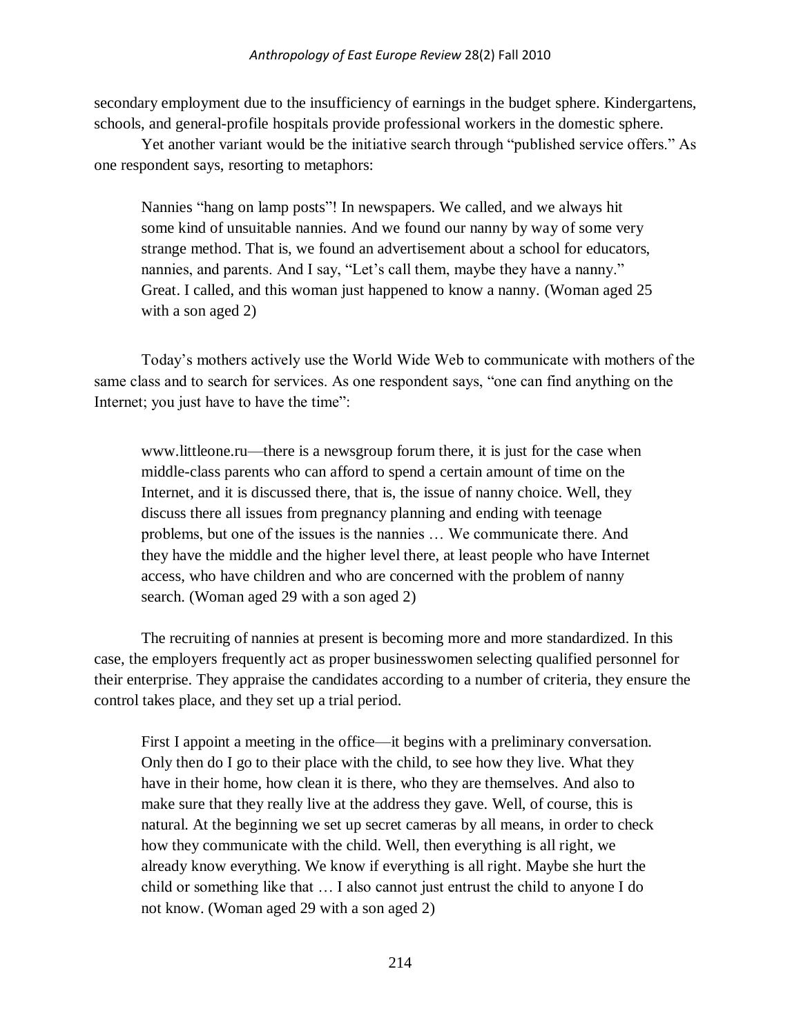secondary employment due to the insufficiency of earnings in the budget sphere. Kindergartens, schools, and general-profile hospitals provide professional workers in the domestic sphere.

Yet another variant would be the initiative search through "published service offers." As one respondent says, resorting to metaphors:

> Nannies "hang on lamp posts"! In newspapers. We called, and we always hit some kind of unsuitable nannies. And we found our nanny by way of some very strange method. That is, we found an advertisement about a school for educators, nannies, and parents. And I say, "Let's call them, maybe they have a nanny." Great. I called, and this woman just happened to know a nanny. (Woman aged 25 with a son aged 2)

Today's mothers actively use the World Wide Web to communicate with mothers of the same class and to search for services. As one respondent says, "one can find anything on the Internet; you just have to have the time":

> www.littleone.ru—there is a newsgroup forum there, it is just for the case when middle-class parents who can afford to spend a certain amount of time on the Internet, and it is discussed there, that is, the issue of nanny choice. Well, they discuss there all issues from pregnancy planning and ending with teenage problems, but one of the issues is the nannies … We communicate there. And they have the middle and the higher level there, at least people who have Internet access, who have children and who are concerned with the problem of nanny search. (Woman aged 29 with a son aged 2)

The recruiting of nannies at present is becoming more and more standardized. In this case, the employers frequently act as proper businesswomen selecting qualified personnel for their enterprise. They appraise the candidates according to a number of criteria, they ensure the control takes place, and they set up a trial period.

> First I appoint a meeting in the office—it begins with a preliminary conversation. Only then do I go to their place with the child, to see how they live. What they have in their home, how clean it is there, who they are themselves. And also to make sure that they really live at the address they gave. Well, of course, this is natural. At the beginning we set up secret cameras by all means, in order to check how they communicate with the child. Well, then everything is all right, we already know everything. We know if everything is all right. Maybe she hurt the child or something like that … I also cannot just entrust the child to anyone I do not know. (Woman aged 29 with a son aged 2)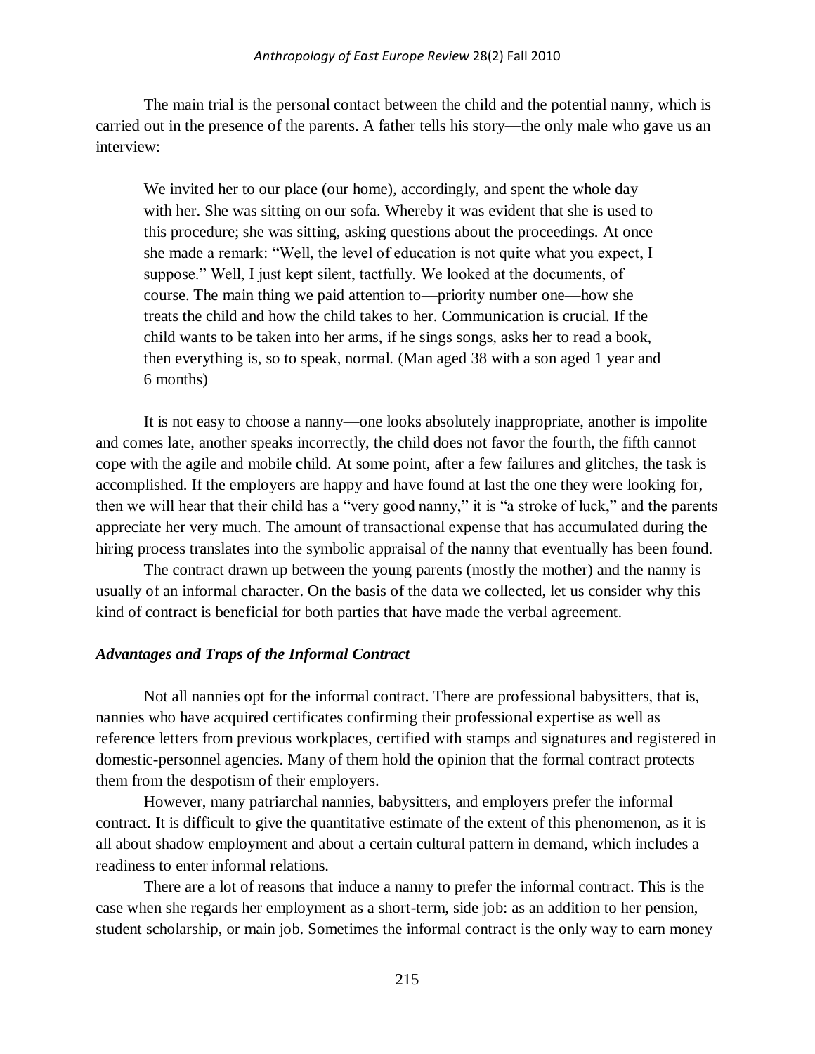The main trial is the personal contact between the child and the potential nanny, which is carried out in the presence of the parents. A father tells his story—the only male who gave us an interview:

> We invited her to our place (our home), accordingly, and spent the whole day with her. She was sitting on our sofa. Whereby it was evident that she is used to this procedure; she was sitting, asking questions about the proceedings. At once she made a remark: "Well, the level of education is not quite what you expect, I suppose." Well, I just kept silent, tactfully. We looked at the documents, of course. The main thing we paid attention to—priority number one—how she treats the child and how the child takes to her. Communication is crucial. If the child wants to be taken into her arms, if he sings songs, asks her to read a book, then everything is, so to speak, normal. (Man aged 38 with a son aged 1 year and 6 months)

It is not easy to choose a nanny—one looks absolutely inappropriate, another is impolite and comes late, another speaks incorrectly, the child does not favor the fourth, the fifth cannot cope with the agile and mobile child. At some point, after a few failures and glitches, the task is accomplished. If the employers are happy and have found at last the one they were looking for, then we will hear that their child has a "very good nanny," it is "a stroke of luck," and the parents appreciate her very much. The amount of transactional expense that has accumulated during the hiring process translates into the symbolic appraisal of the nanny that eventually has been found.

The contract drawn up between the young parents (mostly the mother) and the nanny is usually of an informal character. On the basis of the data we collected, let us consider why this kind of contract is beneficial for both parties that have made the verbal agreement.

### *Advantages and Traps of the Informal Contract*

Not all nannies opt for the informal contract. There are professional babysitters, that is, nannies who have acquired certificates confirming their professional expertise as well as reference letters from previous workplaces, certified with stamps and signatures and registered in domestic-personnel agencies. Many of them hold the opinion that the formal contract protects them from the despotism of their employers.

However, many patriarchal nannies, babysitters, and employers prefer the informal contract. It is difficult to give the quantitative estimate of the extent of this phenomenon, as it is all about shadow employment and about a certain cultural pattern in demand, which includes a readiness to enter informal relations.

There are a lot of reasons that induce a nanny to prefer the informal contract. This is the case when she regards her employment as a short-term, side job: as an addition to her pension, student scholarship, or main job. Sometimes the informal contract is the only way to earn money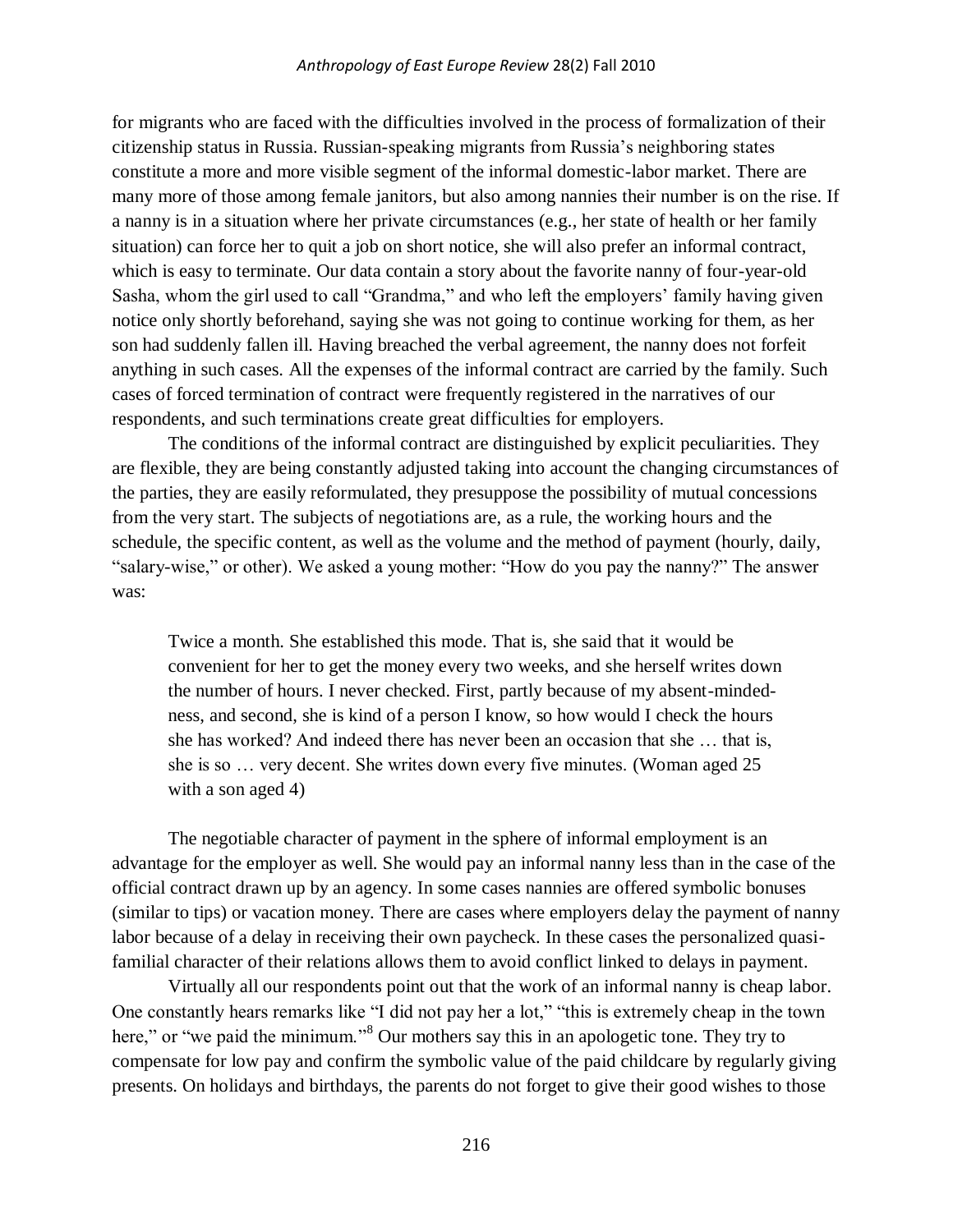for migrants who are faced with the difficulties involved in the process of formalization of their citizenship status in Russia. Russian-speaking migrants from Russia's neighboring states constitute a more and more visible segment of the informal domestic-labor market. There are many more of those among female janitors, but also among nannies their number is on the rise. If a nanny is in a situation where her private circumstances (e.g., her state of health or her family situation) can force her to quit a job on short notice, she will also prefer an informal contract, which is easy to terminate. Our data contain a story about the favorite nanny of four-year-old Sasha, whom the girl used to call "Grandma," and who left the employers' family having given notice only shortly beforehand, saying she was not going to continue working for them, as her son had suddenly fallen ill. Having breached the verbal agreement, the nanny does not forfeit anything in such cases. All the expenses of the informal contract are carried by the family. Such cases of forced termination of contract were frequently registered in the narratives of our respondents, and such terminations create great difficulties for employers.

The conditions of the informal contract are distinguished by explicit peculiarities. They are flexible, they are being constantly adjusted taking into account the changing circumstances of the parties, they are easily reformulated, they presuppose the possibility of mutual concessions from the very start. The subjects of negotiations are, as a rule, the working hours and the schedule, the specific content, as well as the volume and the method of payment (hourly, daily, "salary-wise," or other). We asked a young mother: "How do you pay the nanny?" The answer was:

> Twice a month. She established this mode. That is, she said that it would be convenient for her to get the money every two weeks, and she herself writes down the number of hours. I never checked. First, partly because of my absent-mindedness, and second, she is kind of a person I know, so how would I check the hours she has worked? And indeed there has never been an occasion that she … that is, she is so … very decent. She writes down every five minutes. (Woman aged 25 with a son aged 4)

The negotiable character of payment in the sphere of informal employment is an advantage for the employer as well. She would pay an informal nanny less than in the case of the official contract drawn up by an agency. In some cases nannies are offered symbolic bonuses (similar to tips) or vacation money. There are cases where employers delay the payment of nanny labor because of a delay in receiving their own paycheck. In these cases the personalized quasi-familial character of their relations allows them to avoid conflict linked to delays in payment.

Virtually all our respondents point out that the work of an informal nanny is cheap labor. One constantly hears remarks like "I did not pay her a lot," "this is extremely cheap in the town here," or "we paid the minimum."[8] Our mothers say this in an apologetic tone. They try to compensate for low pay and confirm the symbolic value of the paid childcare by regularly giving presents. On holidays and birthdays, the parents do not forget to give their good wishes to those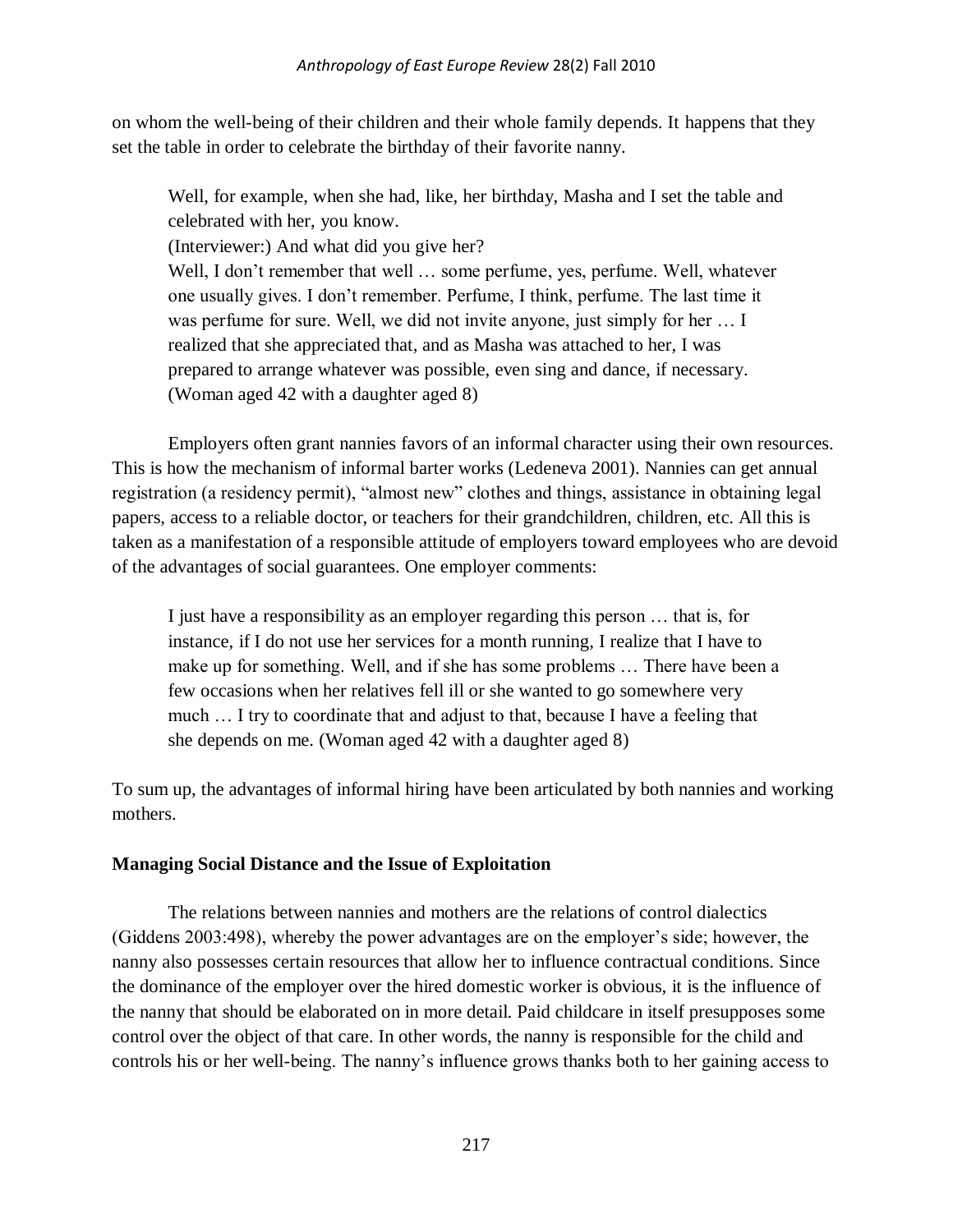on whom the well-being of their children and their whole family depends. It happens that they set the table in order to celebrate the birthday of their favorite nanny.

> Well, for example, when she had, like, her birthday, Masha and I set the table and celebrated with her, you know.
> (Interviewer:) And what did you give her?
> Well, I don't remember that well … some perfume, yes, perfume. Well, whatever one usually gives. I don't remember. Perfume, I think, perfume. The last time it was perfume for sure. Well, we did not invite anyone, just simply for her … I realized that she appreciated that, and as Masha was attached to her, I was prepared to arrange whatever was possible, even sing and dance, if necessary. (Woman aged 42 with a daughter aged 8)

Employers often grant nannies favors of an informal character using their own resources. This is how the mechanism of informal barter works (Ledeneva 2001). Nannies can get annual registration (a residency permit), "almost new" clothes and things, assistance in obtaining legal papers, access to a reliable doctor, or teachers for their grandchildren, children, etc. All this is taken as a manifestation of a responsible attitude of employers toward employees who are devoid of the advantages of social guarantees. One employer comments:

> I just have a responsibility as an employer regarding this person … that is, for instance, if I do not use her services for a month running, I realize that I have to make up for something. Well, and if she has some problems … There have been a few occasions when her relatives fell ill or she wanted to go somewhere very much … I try to coordinate that and adjust to that, because I have a feeling that she depends on me. (Woman aged 42 with a daughter aged 8)

To sum up, the advantages of informal hiring have been articulated by both nannies and working mothers.

## Managing Social Distance and the Issue of Exploitation

The relations between nannies and mothers are the relations of control dialectics (Giddens 2003:498), whereby the power advantages are on the employer's side; however, the nanny also possesses certain resources that allow her to influence contractual conditions. Since the dominance of the employer over the hired domestic worker is obvious, it is the influence of the nanny that should be elaborated on in more detail. Paid childcare in itself presupposes some control over the object of that care. In other words, the nanny is responsible for the child and controls his or her well-being. The nanny's influence grows thanks both to her gaining access to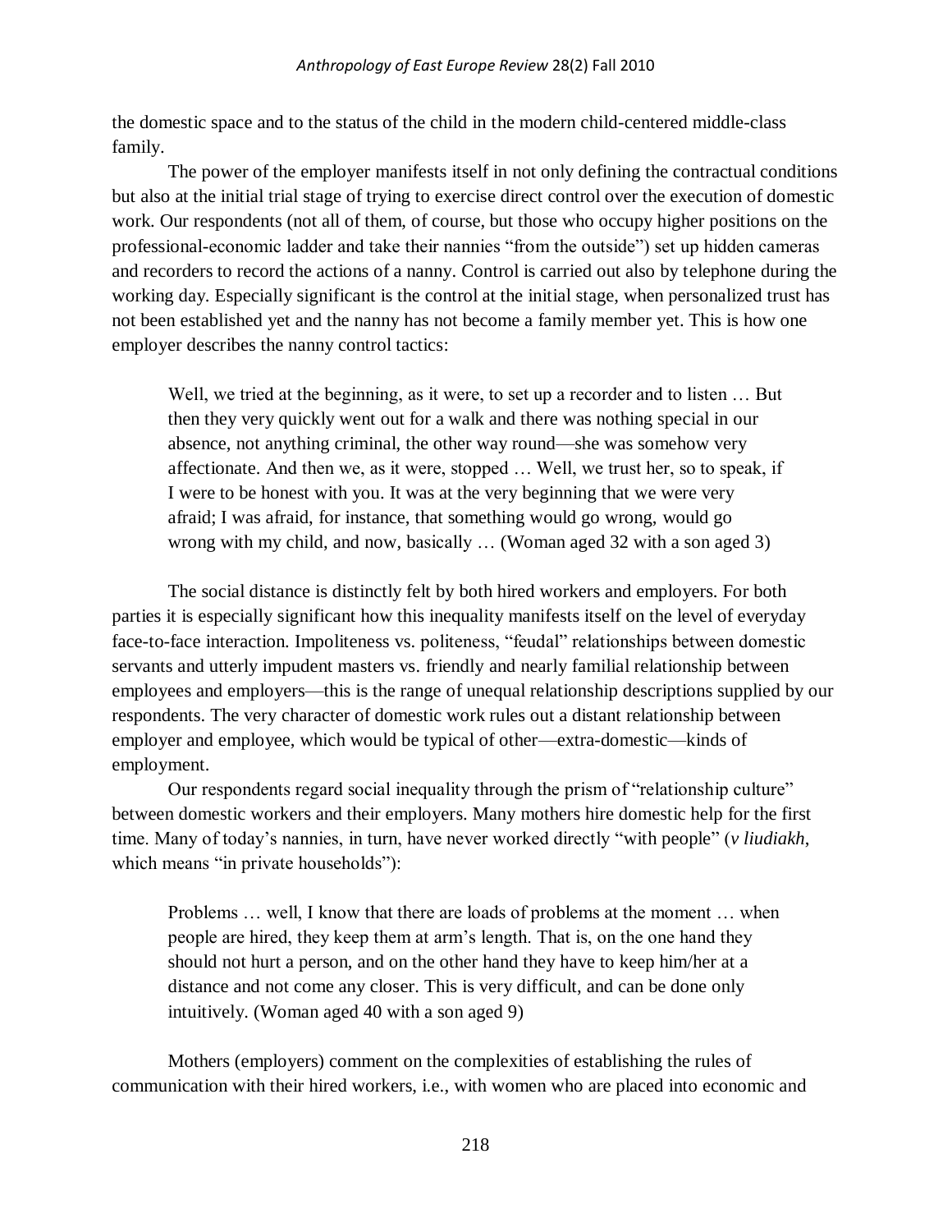the domestic space and to the status of the child in the modern child-centered middle-class family.

The power of the employer manifests itself in not only defining the contractual conditions but also at the initial trial stage of trying to exercise direct control over the execution of domestic work. Our respondents (not all of them, of course, but those who occupy higher positions on the professional-economic ladder and take their nannies "from the outside") set up hidden cameras and recorders to record the actions of a nanny. Control is carried out also by telephone during the working day. Especially significant is the control at the initial stage, when personalized trust has not been established yet and the nanny has not become a family member yet. This is how one employer describes the nanny control tactics:

> Well, we tried at the beginning, as it were, to set up a recorder and to listen … But then they very quickly went out for a walk and there was nothing special in our absence, not anything criminal, the other way round—she was somehow very affectionate. And then we, as it were, stopped … Well, we trust her, so to speak, if I were to be honest with you. It was at the very beginning that we were very afraid; I was afraid, for instance, that something would go wrong, would go wrong with my child, and now, basically … (Woman aged 32 with a son aged 3)

The social distance is distinctly felt by both hired workers and employers. For both parties it is especially significant how this inequality manifests itself on the level of everyday face-to-face interaction. Impoliteness vs. politeness, "feudal" relationships between domestic servants and utterly impudent masters vs. friendly and nearly familial relationship between employees and employers—this is the range of unequal relationship descriptions supplied by our respondents. The very character of domestic work rules out a distant relationship between employer and employee, which would be typical of other—extra-domestic—kinds of employment.

Our respondents regard social inequality through the prism of "relationship culture" between domestic workers and their employers. Many mothers hire domestic help for the first time. Many of today's nannies, in turn, have never worked directly "with people" (*v liudiakh*, which means "in private households"):

> Problems … well, I know that there are loads of problems at the moment … when people are hired, they keep them at arm's length. That is, on the one hand they should not hurt a person, and on the other hand they have to keep him/her at a distance and not come any closer. This is very difficult, and can be done only intuitively. (Woman aged 40 with a son aged 9)

Mothers (employers) comment on the complexities of establishing the rules of communication with their hired workers, i.e., with women who are placed into economic and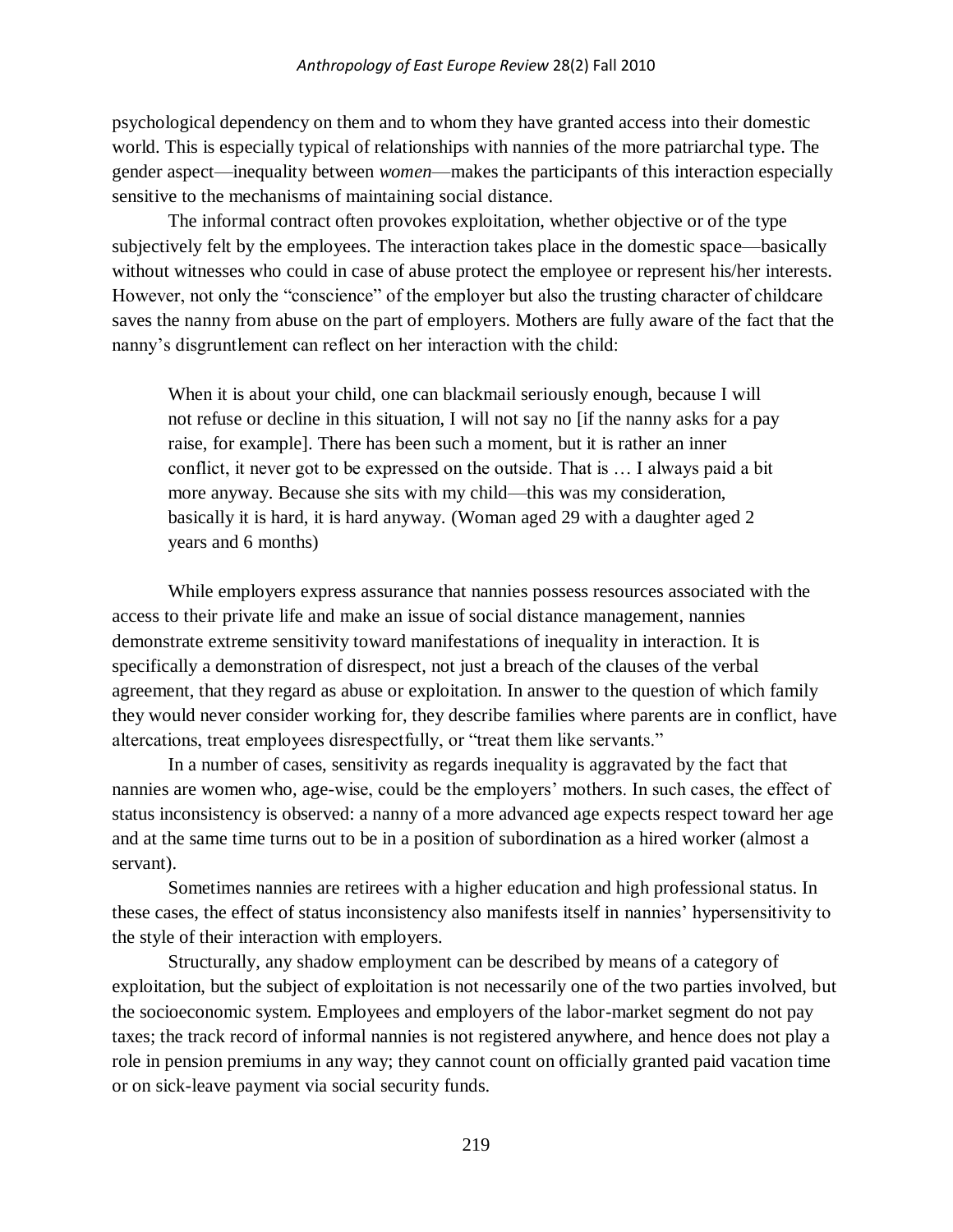psychological dependency on them and to whom they have granted access into their domestic world. This is especially typical of relationships with nannies of the more patriarchal type. The gender aspect—inequality between *women*—makes the participants of this interaction especially sensitive to the mechanisms of maintaining social distance.

The informal contract often provokes exploitation, whether objective or of the type subjectively felt by the employees. The interaction takes place in the domestic space—basically without witnesses who could in case of abuse protect the employee or represent his/her interests. However, not only the "conscience" of the employer but also the trusting character of childcare saves the nanny from abuse on the part of employers. Mothers are fully aware of the fact that the nanny's disgruntlement can reflect on her interaction with the child:

> When it is about your child, one can blackmail seriously enough, because I will not refuse or decline in this situation, I will not say no [if the nanny asks for a pay raise, for example]. There has been such a moment, but it is rather an inner conflict, it never got to be expressed on the outside. That is … I always paid a bit more anyway. Because she sits with my child—this was my consideration, basically it is hard, it is hard anyway. (Woman aged 29 with a daughter aged 2 years and 6 months)

While employers express assurance that nannies possess resources associated with the access to their private life and make an issue of social distance management, nannies demonstrate extreme sensitivity toward manifestations of inequality in interaction. It is specifically a demonstration of disrespect, not just a breach of the clauses of the verbal agreement, that they regard as abuse or exploitation. In answer to the question of which family they would never consider working for, they describe families where parents are in conflict, have altercations, treat employees disrespectfully, or "treat them like servants."

In a number of cases, sensitivity as regards inequality is aggravated by the fact that nannies are women who, age-wise, could be the employers' mothers. In such cases, the effect of status inconsistency is observed: a nanny of a more advanced age expects respect toward her age and at the same time turns out to be in a position of subordination as a hired worker (almost a servant).

Sometimes nannies are retirees with a higher education and high professional status. In these cases, the effect of status inconsistency also manifests itself in nannies' hypersensitivity to the style of their interaction with employers.

Structurally, any shadow employment can be described by means of a category of exploitation, but the subject of exploitation is not necessarily one of the two parties involved, but the socioeconomic system. Employees and employers of the labor-market segment do not pay taxes; the track record of informal nannies is not registered anywhere, and hence does not play a role in pension premiums in any way; they cannot count on officially granted paid vacation time or on sick-leave payment via social security funds.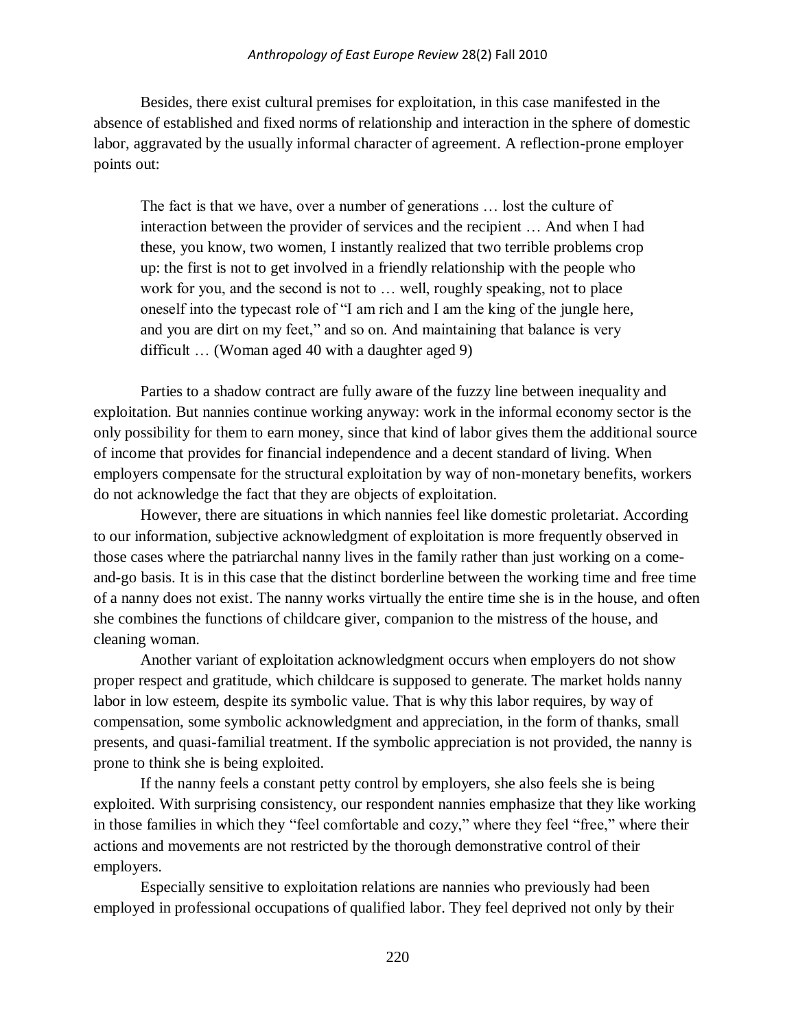Besides, there exist cultural premises for exploitation, in this case manifested in the absence of established and fixed norms of relationship and interaction in the sphere of domestic labor, aggravated by the usually informal character of agreement. A reflection-prone employer points out:

> The fact is that we have, over a number of generations … lost the culture of interaction between the provider of services and the recipient … And when I had these, you know, two women, I instantly realized that two terrible problems crop up: the first is not to get involved in a friendly relationship with the people who work for you, and the second is not to … well, roughly speaking, not to place oneself into the typecast role of "I am rich and I am the king of the jungle here, and you are dirt on my feet," and so on. And maintaining that balance is very difficult … (Woman aged 40 with a daughter aged 9)

Parties to a shadow contract are fully aware of the fuzzy line between inequality and exploitation. But nannies continue working anyway: work in the informal economy sector is the only possibility for them to earn money, since that kind of labor gives them the additional source of income that provides for financial independence and a decent standard of living. When employers compensate for the structural exploitation by way of non-monetary benefits, workers do not acknowledge the fact that they are objects of exploitation.

However, there are situations in which nannies feel like domestic proletariat. According to our information, subjective acknowledgment of exploitation is more frequently observed in those cases where the patriarchal nanny lives in the family rather than just working on a come-and-go basis. It is in this case that the distinct borderline between the working time and free time of a nanny does not exist. The nanny works virtually the entire time she is in the house, and often she combines the functions of childcare giver, companion to the mistress of the house, and cleaning woman.

Another variant of exploitation acknowledgment occurs when employers do not show proper respect and gratitude, which childcare is supposed to generate. The market holds nanny labor in low esteem, despite its symbolic value. That is why this labor requires, by way of compensation, some symbolic acknowledgment and appreciation, in the form of thanks, small presents, and quasi-familial treatment. If the symbolic appreciation is not provided, the nanny is prone to think she is being exploited.

If the nanny feels a constant petty control by employers, she also feels she is being exploited. With surprising consistency, our respondent nannies emphasize that they like working in those families in which they "feel comfortable and cozy," where they feel "free," where their actions and movements are not restricted by the thorough demonstrative control of their employers.

Especially sensitive to exploitation relations are nannies who previously had been employed in professional occupations of qualified labor. They feel deprived not only by their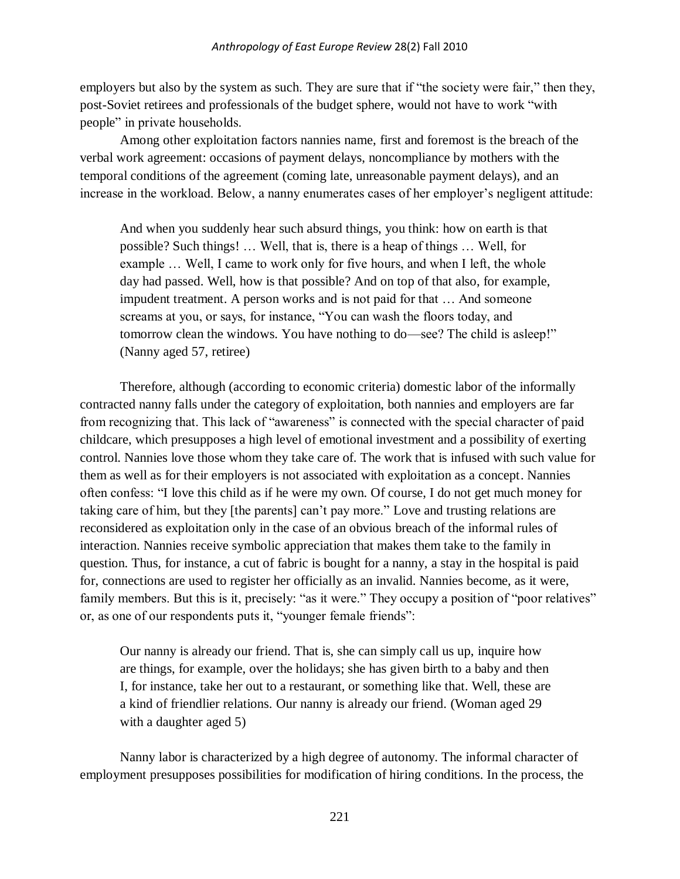employers but also by the system as such. They are sure that if "the society were fair," then they, post-Soviet retirees and professionals of the budget sphere, would not have to work "with people" in private households.

Among other exploitation factors nannies name, first and foremost is the breach of the verbal work agreement: occasions of payment delays, noncompliance by mothers with the temporal conditions of the agreement (coming late, unreasonable payment delays), and an increase in the workload. Below, a nanny enumerates cases of her employer's negligent attitude:

> And when you suddenly hear such absurd things, you think: how on earth is that possible? Such things! … Well, that is, there is a heap of things … Well, for example … Well, I came to work only for five hours, and when I left, the whole day had passed. Well, how is that possible? And on top of that also, for example, impudent treatment. A person works and is not paid for that … And someone screams at you, or says, for instance, "You can wash the floors today, and tomorrow clean the windows. You have nothing to do—see? The child is asleep!" (Nanny aged 57, retiree)

Therefore, although (according to economic criteria) domestic labor of the informally contracted nanny falls under the category of exploitation, both nannies and employers are far from recognizing that. This lack of "awareness" is connected with the special character of paid childcare, which presupposes a high level of emotional investment and a possibility of exerting control. Nannies love those whom they take care of. The work that is infused with such value for them as well as for their employers is not associated with exploitation as a concept. Nannies often confess: "I love this child as if he were my own. Of course, I do not get much money for taking care of him, but they [the parents] can't pay more." Love and trusting relations are reconsidered as exploitation only in the case of an obvious breach of the informal rules of interaction. Nannies receive symbolic appreciation that makes them take to the family in question. Thus, for instance, a cut of fabric is bought for a nanny, a stay in the hospital is paid for, connections are used to register her officially as an invalid. Nannies become, as it were, family members. But this is it, precisely: "as it were." They occupy a position of "poor relatives" or, as one of our respondents puts it, "younger female friends":

> Our nanny is already our friend. That is, she can simply call us up, inquire how are things, for example, over the holidays; she has given birth to a baby and then I, for instance, take her out to a restaurant, or something like that. Well, these are a kind of friendlier relations. Our nanny is already our friend. (Woman aged 29 with a daughter aged 5)

Nanny labor is characterized by a high degree of autonomy. The informal character of employment presupposes possibilities for modification of hiring conditions. In the process, the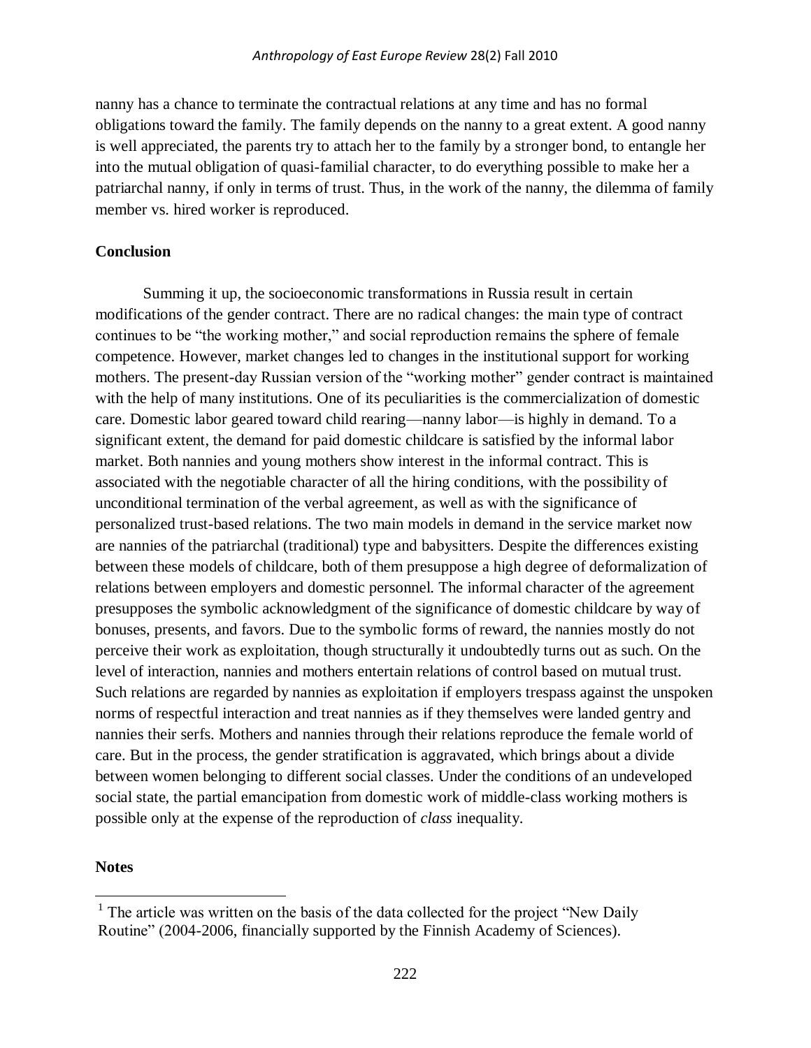nanny has a chance to terminate the contractual relations at any time and has no formal obligations toward the family. The family depends on the nanny to a great extent. A good nanny is well appreciated, the parents try to attach her to the family by a stronger bond, to entangle her into the mutual obligation of quasi-familial character, to do everything possible to make her a patriarchal nanny, if only in terms of trust. Thus, in the work of the nanny, the dilemma of family member vs. hired worker is reproduced.

**Conclusion**

Summing it up, the socioeconomic transformations in Russia result in certain modifications of the gender contract. There are no radical changes: the main type of contract continues to be "the working mother," and social reproduction remains the sphere of female competence. However, market changes led to changes in the institutional support for working mothers. The present-day Russian version of the "working mother" gender contract is maintained with the help of many institutions. One of its peculiarities is the commercialization of domestic care. Domestic labor geared toward child rearing—nanny labor—is highly in demand. To a significant extent, the demand for paid domestic childcare is satisfied by the informal labor market. Both nannies and young mothers show interest in the informal contract. This is associated with the negotiable character of all the hiring conditions, with the possibility of unconditional termination of the verbal agreement, as well as with the significance of personalized trust-based relations. The two main models in demand in the service market now are nannies of the patriarchal (traditional) type and babysitters. Despite the differences existing between these models of childcare, both of them presuppose a high degree of deformalization of relations between employers and domestic personnel. The informal character of the agreement presupposes the symbolic acknowledgment of the significance of domestic childcare by way of bonuses, presents, and favors. Due to the symbolic forms of reward, the nannies mostly do not perceive their work as exploitation, though structurally it undoubtedly turns out as such. On the level of interaction, nannies and mothers entertain relations of control based on mutual trust. Such relations are regarded by nannies as exploitation if employers trespass against the unspoken norms of respectful interaction and treat nannies as if they themselves were landed gentry and nannies their serfs. Mothers and nannies through their relations reproduce the female world of care. But in the process, the gender stratification is aggravated, which brings about a divide between women belonging to different social classes. Under the conditions of an undeveloped social state, the partial emancipation from domestic work of middle-class working mothers is possible only at the expense of the reproduction of *class* inequality.

**Notes**

[1] The article was written on the basis of the data collected for the project "New Daily Routine" (2004-2006, financially supported by the Finnish Academy of Sciences).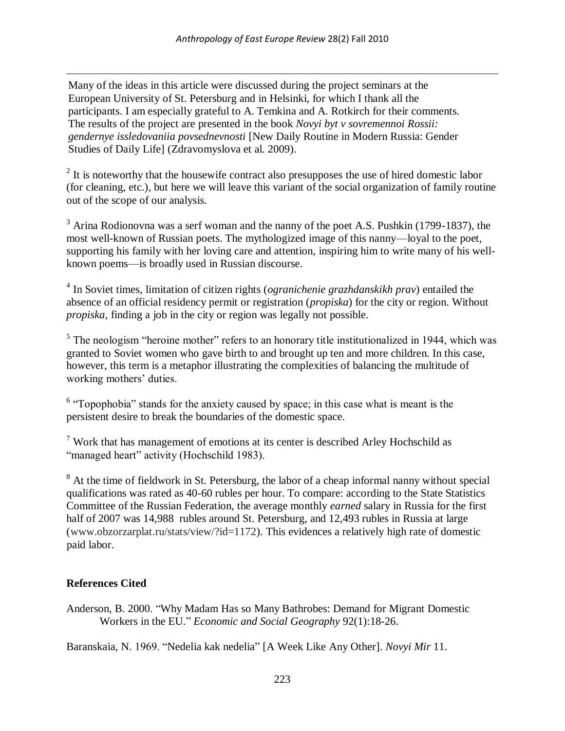Many of the ideas in this article were discussed during the project seminars at the European University of St. Petersburg and in Helsinki, for which I thank all the participants. I am especially grateful to A. Temkina and A. Rotkirch for their comments. The results of the project are presented in the book *Novyi byt v sovremennoi Rossii: gendernye issledovaniia povsednevnosti* [New Daily Routine in Modern Russia: Gender Studies of Daily Life] (Zdravomyslova et al. 2009).

[2] It is noteworthy that the housewife contract also presupposes the use of hired domestic labor (for cleaning, etc.), but here we will leave this variant of the social organization of family routine out of the scope of our analysis.

[3] Arina Rodionovna was a serf woman and the nanny of the poet A.S. Pushkin (1799-1837), the most well-known of Russian poets. The mythologized image of this nanny—loyal to the poet, supporting his family with her loving care and attention, inspiring him to write many of his well-known poems—is broadly used in Russian discourse.

[4] In Soviet times, limitation of citizen rights (*ogranichenie grazhdanskikh prav*) entailed the absence of an official residency permit or registration (*propiska*) for the city or region. Without *propiska*, finding a job in the city or region was legally not possible.

[5] The neologism "heroine mother" refers to an honorary title institutionalized in 1944, which was granted to Soviet women who gave birth to and brought up ten and more children. In this case, however, this term is a metaphor illustrating the complexities of balancing the multitude of working mothers' duties.

[6] "Topophobia" stands for the anxiety caused by space; in this case what is meant is the persistent desire to break the boundaries of the domestic space.

[7] Work that has management of emotions at its center is described Arley Hochschild as "managed heart" activity (Hochschild 1983).

[8] At the time of fieldwork in St. Petersburg, the labor of a cheap informal nanny without special qualifications was rated as 40-60 rubles per hour. To compare: according to the State Statistics Committee of the Russian Federation, the average monthly *earned* salary in Russia for the first half of 2007 was 14,988 rubles around St. Petersburg, and 12,493 rubles in Russia at large (www.obzorzarplat.ru/stats/view/?id=1172). This evidences a relatively high rate of domestic paid labor.

**References Cited**

Anderson, B. 2000. "Why Madam Has so Many Bathrobes: Demand for Migrant Domestic Workers in the EU." *Economic and Social Geography* 92(1):18-26.

Baranskaia, N. 1969. "Nedelia kak nedelia" [A Week Like Any Other]. *Novyi Mir* 11.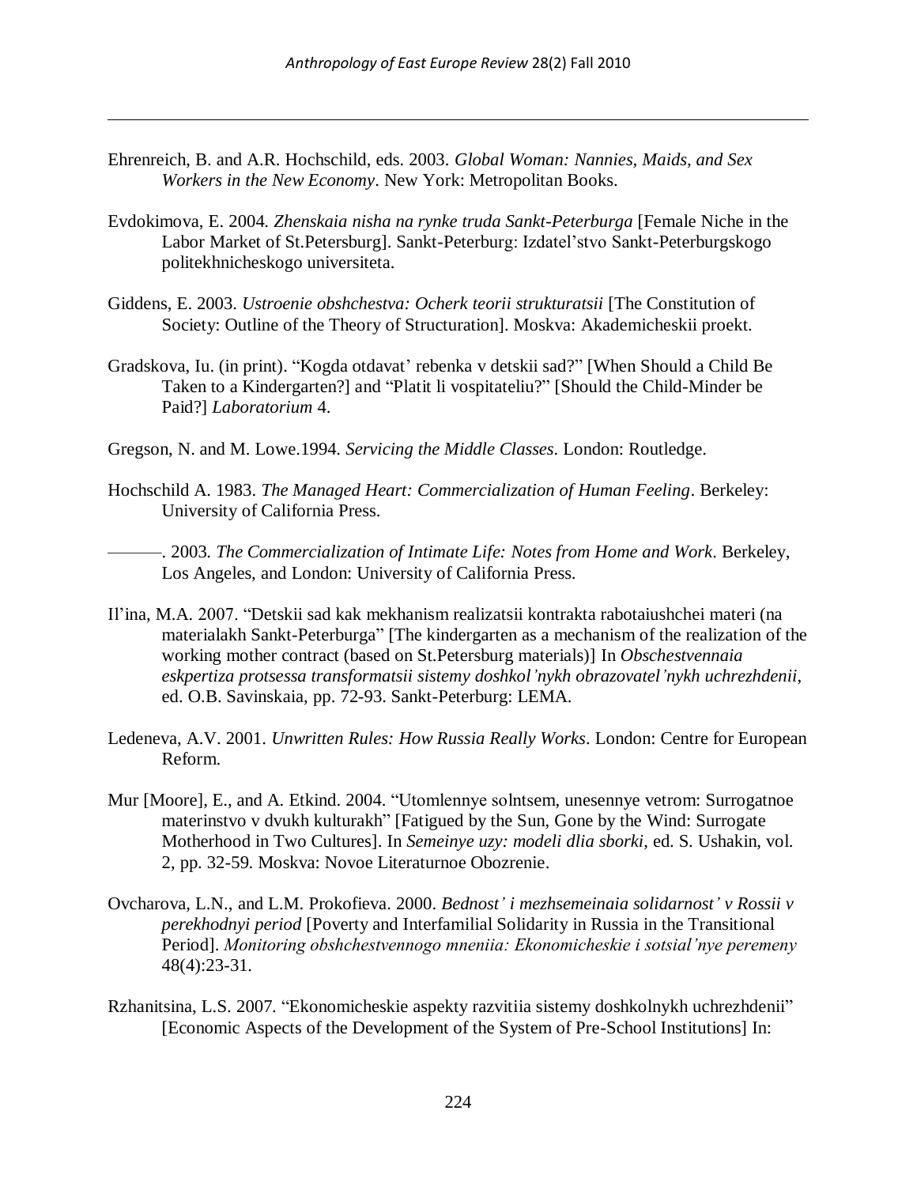Ehrenreich, B. and A.R. Hochschild, eds. 2003. *Global Woman: Nannies, Maids, and Sex Workers in the New Economy*. New York: Metropolitan Books.

Evdokimova, E. 2004. *Zhenskaia nisha na rynke truda Sankt-Peterburga* [Female Niche in the Labor Market of St.Petersburg]. Sankt-Peterburg: Izdatel'stvo Sankt-Peterburgskogo politekhnicheskogo universiteta.

Giddens, E. 2003. *Ustroenie obshchestva: Ocherk teorii strukturatsii* [The Constitution of Society: Outline of the Theory of Structuration]. Moskva: Akademicheskii proekt.

Gradskova, Iu. (in print). "Kogda otdavat' rebenka v detskii sad?" [When Should a Child Be Taken to a Kindergarten?] and "Platit li vospitateliu?" [Should the Child-Minder be Paid?] *Laboratorium* 4.

Gregson, N. and M. Lowe.1994. *Servicing the Middle Classes*. London: Routledge.

Hochschild A. 1983. *The Managed Heart: Commercialization of Human Feeling*. Berkeley: University of California Press.

———. 2003. *The Commercialization of Intimate Life: Notes from Home and Work*. Berkeley, Los Angeles, and London: University of California Press.

Il'ina, M.A. 2007. "Detskii sad kak mekhanism realizatsii kontrakta rabotaiushchei materi (na materialakh Sankt-Peterburga" [The kindergarten as a mechanism of the realization of the working mother contract (based on St.Petersburg materials)] In *Obschestvennaia eskpertiza protsessa transformatsii sistemy doshkol'nykh obrazovatel'nykh uchrezhdenii*, ed. O.B. Savinskaia, pp. 72-93. Sankt-Peterburg: LEMA.

Ledeneva, A.V. 2001. *Unwritten Rules: How Russia Really Works*. London: Centre for European Reform.

Mur [Moore], E., and A. Etkind. 2004. "Utomlennye solntsem, unesennye vetrom: Surrogatnoe materinstvo v dvukh kulturakh" [Fatigued by the Sun, Gone by the Wind: Surrogate Motherhood in Two Cultures]. In *Semeinye uzy: modeli dlia sborki*, ed. S. Ushakin, vol. 2, pp. 32-59. Moskva: Novoe Literaturnoe Obozrenie.

Ovcharova, L.N., and L.M. Prokofieva. 2000. *Bednost' i mezhsemeinaia solidarnost' v Rossii v perekhodnyi period* [Poverty and Interfamilial Solidarity in Russia in the Transitional Period]. *Monitoring obshchestvennogo mneniia: Ekonomicheskie i sotsial'nye peremeny* 48(4):23-31.

Rzhanitsina, L.S. 2007. "Ekonomicheskie aspekty razvitiia sistemy doshkolnykh uchrezhdenii" [Economic Aspects of the Development of the System of Pre-School Institutions] In: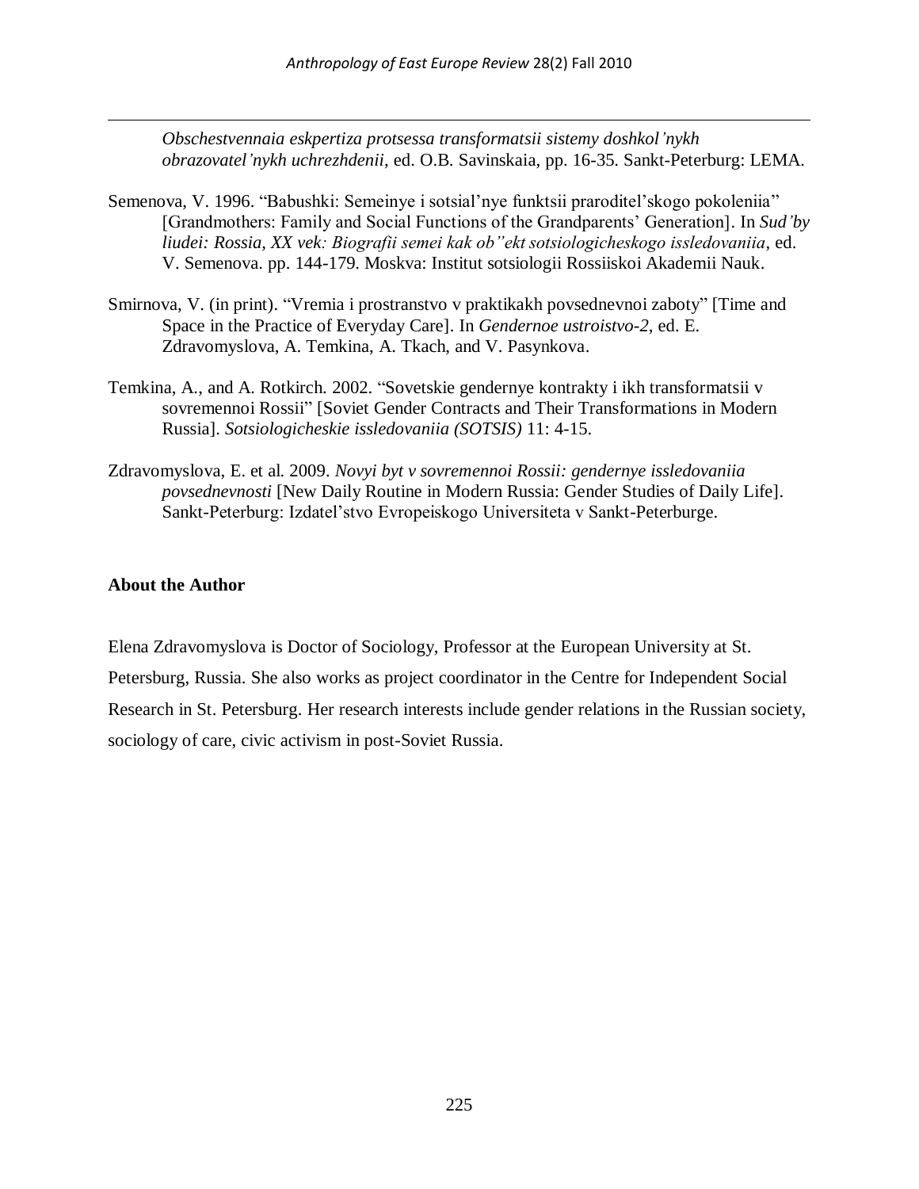*Obschestvennaia eskpertiza protsessa transformatsii sistemy doshkol'nykh obrazovatel'nykh uchrezhdenii*, ed. O.B. Savinskaia, pp. 16-35. Sankt-Peterburg: LEMA.

Semenova, V. 1996. "Babushki: Semeinye i sotsial'nye funktsii praroditel'skogo pokoleniia" [Grandmothers: Family and Social Functions of the Grandparents' Generation]. In *Sud'by liudei: Rossia, XX vek: Biografii semei kak ob"ekt sotsiologicheskogo issledovaniia*, ed. V. Semenova. pp. 144-179. Moskva: Institut sotsiologii Rossiiskoi Akademii Nauk.

Smirnova, V. (in print). "Vremia i prostranstvo v praktikakh povsednevnoi zaboty" [Time and Space in the Practice of Everyday Care]. In *Gendernoe ustroistvo-2*, ed. E. Zdravomyslova, A. Temkina, A. Tkach, and V. Pasynkova.

Temkina, A., and A. Rotkirch. 2002. "Sovetskie gendernye kontrakty i ikh transformatsii v sovremennoi Rossii" [Soviet Gender Contracts and Their Transformations in Modern Russia]. *Sotsiologicheskie issledovaniia (SOTSIS)* 11: 4-15.

Zdravomyslova, E. et al. 2009. *Novyi byt v sovremennoi Rossii: gendernye issledovaniia povsednevnosti* [New Daily Routine in Modern Russia: Gender Studies of Daily Life]. Sankt-Peterburg: Izdatel'stvo Evropeiskogo Universiteta v Sankt-Peterburge.

**About the Author**

Elena Zdravomyslova is Doctor of Sociology, Professor at the European University at St. Petersburg, Russia. She also works as project coordinator in the Centre for Independent Social Research in St. Petersburg. Her research interests include gender relations in the Russian society, sociology of care, civic activism in post-Soviet Russia.